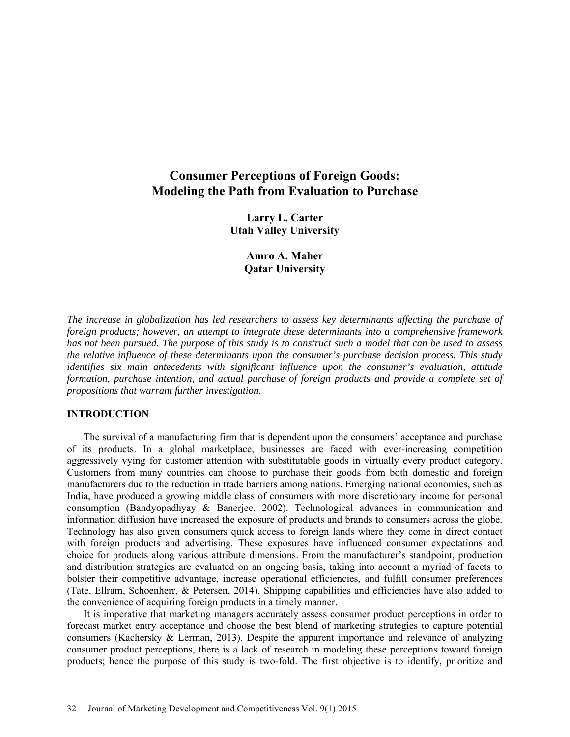# Consumer Perceptions of Foreign Goods: Modeling the Path from Evaluation to Purchase

**Larry L. Carter**
**Utah Valley University**

**Amro A. Maher**
**Qatar University**

*The increase in globalization has led researchers to assess key determinants affecting the purchase of foreign products; however, an attempt to integrate these determinants into a comprehensive framework has not been pursued. The purpose of this study is to construct such a model that can be used to assess the relative influence of these determinants upon the consumer's purchase decision process. This study identifies six main antecedents with significant influence upon the consumer's evaluation, attitude formation, purchase intention, and actual purchase of foreign products and provide a complete set of propositions that warrant further investigation.*

## INTRODUCTION

The survival of a manufacturing firm that is dependent upon the consumers' acceptance and purchase of its products. In a global marketplace, businesses are faced with ever-increasing competition aggressively vying for customer attention with substitutable goods in virtually every product category. Customers from many countries can choose to purchase their goods from both domestic and foreign manufacturers due to the reduction in trade barriers among nations. Emerging national economies, such as India, have produced a growing middle class of consumers with more discretionary income for personal consumption (Bandyopadhyay & Banerjee, 2002). Technological advances in communication and information diffusion have increased the exposure of products and brands to consumers across the globe. Technology has also given consumers quick access to foreign lands where they come in direct contact with foreign products and advertising. These exposures have influenced consumer expectations and choice for products along various attribute dimensions. From the manufacturer's standpoint, production and distribution strategies are evaluated on an ongoing basis, taking into account a myriad of facets to bolster their competitive advantage, increase operational efficiencies, and fulfill consumer preferences (Tate, Ellram, Schoenherr, & Petersen, 2014). Shipping capabilities and efficiencies have also added to the convenience of acquiring foreign products in a timely manner.

It is imperative that marketing managers accurately assess consumer product perceptions in order to forecast market entry acceptance and choose the best blend of marketing strategies to capture potential consumers (Kachersky & Lerman, 2013). Despite the apparent importance and relevance of analyzing consumer product perceptions, there is a lack of research in modeling these perceptions toward foreign products; hence the purpose of this study is two-fold. The first objective is to identify, prioritize and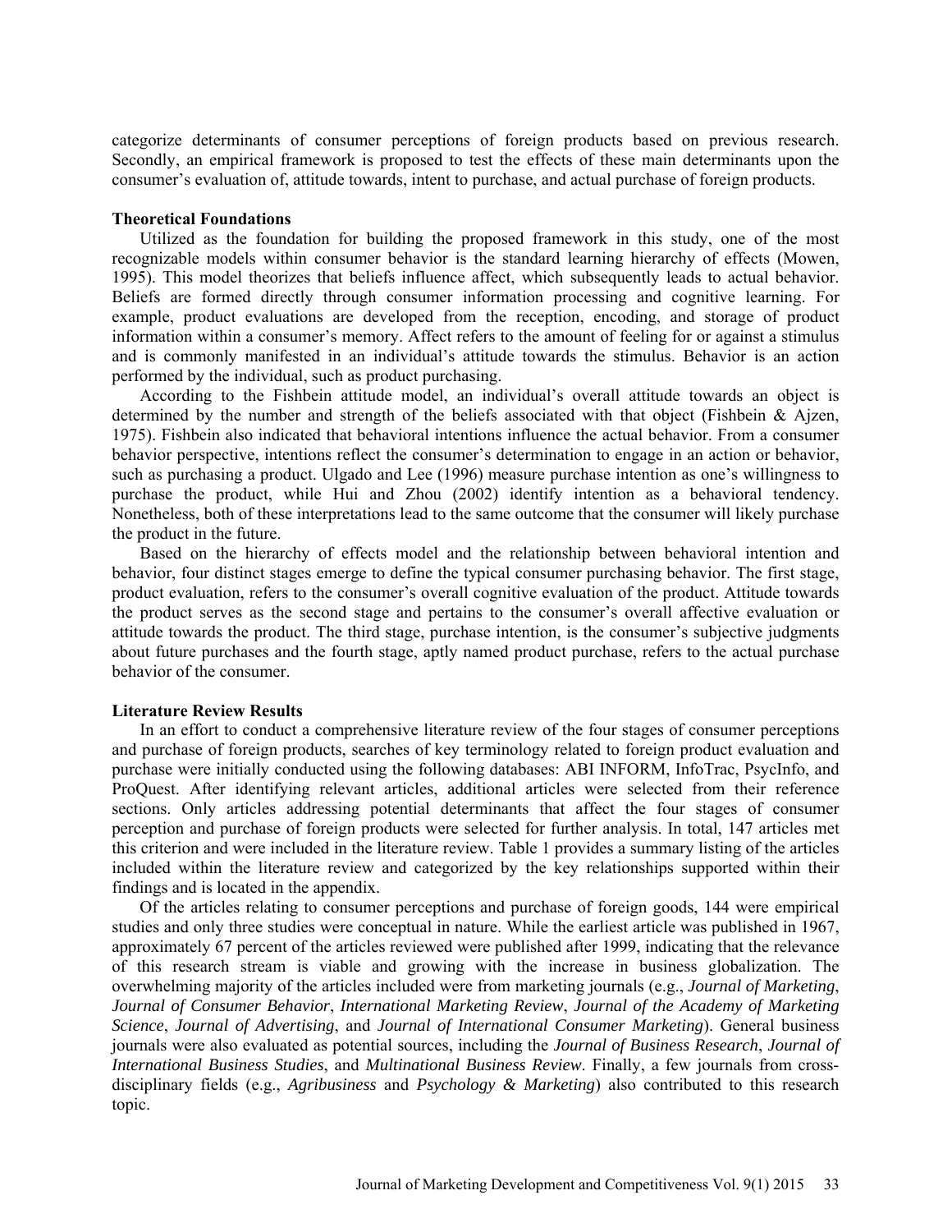categorize determinants of consumer perceptions of foreign products based on previous research. Secondly, an empirical framework is proposed to test the effects of these main determinants upon the consumer's evaluation of, attitude towards, intent to purchase, and actual purchase of foreign products.

### Theoretical Foundations

Utilized as the foundation for building the proposed framework in this study, one of the most recognizable models within consumer behavior is the standard learning hierarchy of effects (Mowen, 1995). This model theorizes that beliefs influence affect, which subsequently leads to actual behavior. Beliefs are formed directly through consumer information processing and cognitive learning. For example, product evaluations are developed from the reception, encoding, and storage of product information within a consumer's memory. Affect refers to the amount of feeling for or against a stimulus and is commonly manifested in an individual's attitude towards the stimulus. Behavior is an action performed by the individual, such as product purchasing.

According to the Fishbein attitude model, an individual's overall attitude towards an object is determined by the number and strength of the beliefs associated with that object (Fishbein & Ajzen, 1975). Fishbein also indicated that behavioral intentions influence the actual behavior. From a consumer behavior perspective, intentions reflect the consumer's determination to engage in an action or behavior, such as purchasing a product. Ulgado and Lee (1996) measure purchase intention as one's willingness to purchase the product, while Hui and Zhou (2002) identify intention as a behavioral tendency. Nonetheless, both of these interpretations lead to the same outcome that the consumer will likely purchase the product in the future.

Based on the hierarchy of effects model and the relationship between behavioral intention and behavior, four distinct stages emerge to define the typical consumer purchasing behavior. The first stage, product evaluation, refers to the consumer's overall cognitive evaluation of the product. Attitude towards the product serves as the second stage and pertains to the consumer's overall affective evaluation or attitude towards the product. The third stage, purchase intention, is the consumer's subjective judgments about future purchases and the fourth stage, aptly named product purchase, refers to the actual purchase behavior of the consumer.

### Literature Review Results

In an effort to conduct a comprehensive literature review of the four stages of consumer perceptions and purchase of foreign products, searches of key terminology related to foreign product evaluation and purchase were initially conducted using the following databases: ABI INFORM, InfoTrac, PsycInfo, and ProQuest. After identifying relevant articles, additional articles were selected from their reference sections. Only articles addressing potential determinants that affect the four stages of consumer perception and purchase of foreign products were selected for further analysis. In total, 147 articles met this criterion and were included in the literature review. Table 1 provides a summary listing of the articles included within the literature review and categorized by the key relationships supported within their findings and is located in the appendix.

Of the articles relating to consumer perceptions and purchase of foreign goods, 144 were empirical studies and only three studies were conceptual in nature. While the earliest article was published in 1967, approximately 67 percent of the articles reviewed were published after 1999, indicating that the relevance of this research stream is viable and growing with the increase in business globalization. The overwhelming majority of the articles included were from marketing journals (e.g., *Journal of Marketing*, *Journal of Consumer Behavior*, *International Marketing Review*, *Journal of the Academy of Marketing Science*, *Journal of Advertising*, and *Journal of International Consumer Marketing*). General business journals were also evaluated as potential sources, including the *Journal of Business Research*, *Journal of International Business Studies*, and *Multinational Business Review*. Finally, a few journals from cross-disciplinary fields (e.g., *Agribusiness* and *Psychology & Marketing*) also contributed to this research topic.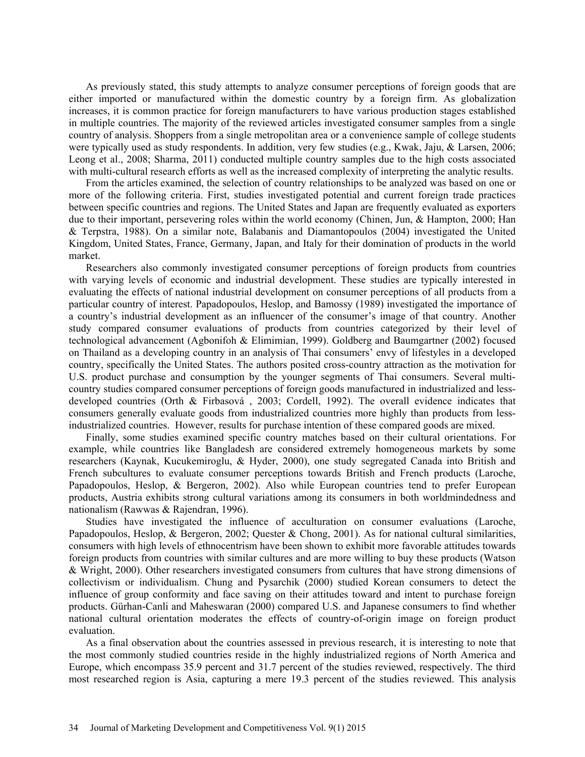As previously stated, this study attempts to analyze consumer perceptions of foreign goods that are either imported or manufactured within the domestic country by a foreign firm. As globalization increases, it is common practice for foreign manufacturers to have various production stages established in multiple countries. The majority of the reviewed articles investigated consumer samples from a single country of analysis. Shoppers from a single metropolitan area or a convenience sample of college students were typically used as study respondents. In addition, very few studies (e.g., Kwak, Jaju, & Larsen, 2006; Leong et al., 2008; Sharma, 2011) conducted multiple country samples due to the high costs associated with multi-cultural research efforts as well as the increased complexity of interpreting the analytic results.

From the articles examined, the selection of country relationships to be analyzed was based on one or more of the following criteria. First, studies investigated potential and current foreign trade practices between specific countries and regions. The United States and Japan are frequently evaluated as exporters due to their important, persevering roles within the world economy (Chinen, Jun, & Hampton, 2000; Han & Terpstra, 1988). On a similar note, Balabanis and Diamantopoulos (2004) investigated the United Kingdom, United States, France, Germany, Japan, and Italy for their domination of products in the world market.

Researchers also commonly investigated consumer perceptions of foreign products from countries with varying levels of economic and industrial development. These studies are typically interested in evaluating the effects of national industrial development on consumer perceptions of all products from a particular country of interest. Papadopoulos, Heslop, and Bamossy (1989) investigated the importance of a country's industrial development as an influencer of the consumer's image of that country. Another study compared consumer evaluations of products from countries categorized by their level of technological advancement (Agbonifoh & Elimimian, 1999). Goldberg and Baumgartner (2002) focused on Thailand as a developing country in an analysis of Thai consumers' envy of lifestyles in a developed country, specifically the United States. The authors posited cross-country attraction as the motivation for U.S. product purchase and consumption by the younger segments of Thai consumers. Several multi-country studies compared consumer perceptions of foreign goods manufactured in industrialized and less-developed countries (Orth & Firbasová , 2003; Cordell, 1992). The overall evidence indicates that consumers generally evaluate goods from industrialized countries more highly than products from less-industrialized countries. However, results for purchase intention of these compared goods are mixed.

Finally, some studies examined specific country matches based on their cultural orientations. For example, while countries like Bangladesh are considered extremely homogeneous markets by some researchers (Kaynak, Kucukemiroglu, & Hyder, 2000), one study segregated Canada into British and French subcultures to evaluate consumer perceptions towards British and French products (Laroche, Papadopoulos, Heslop, & Bergeron, 2002). Also while European countries tend to prefer European products, Austria exhibits strong cultural variations among its consumers in both worldmindedness and nationalism (Rawwas & Rajendran, 1996).

Studies have investigated the influence of acculturation on consumer evaluations (Laroche, Papadopoulos, Heslop, & Bergeron, 2002; Quester & Chong, 2001). As for national cultural similarities, consumers with high levels of ethnocentrism have been shown to exhibit more favorable attitudes towards foreign products from countries with similar cultures and are more willing to buy these products (Watson & Wright, 2000). Other researchers investigated consumers from cultures that have strong dimensions of collectivism or individualism. Chung and Pysarchik (2000) studied Korean consumers to detect the influence of group conformity and face saving on their attitudes toward and intent to purchase foreign products. Gürhan-Canli and Maheswaran (2000) compared U.S. and Japanese consumers to find whether national cultural orientation moderates the effects of country-of-origin image on foreign product evaluation.

As a final observation about the countries assessed in previous research, it is interesting to note that the most commonly studied countries reside in the highly industrialized regions of North America and Europe, which encompass 35.9 percent and 31.7 percent of the studies reviewed, respectively. The third most researched region is Asia, capturing a mere 19.3 percent of the studies reviewed. This analysis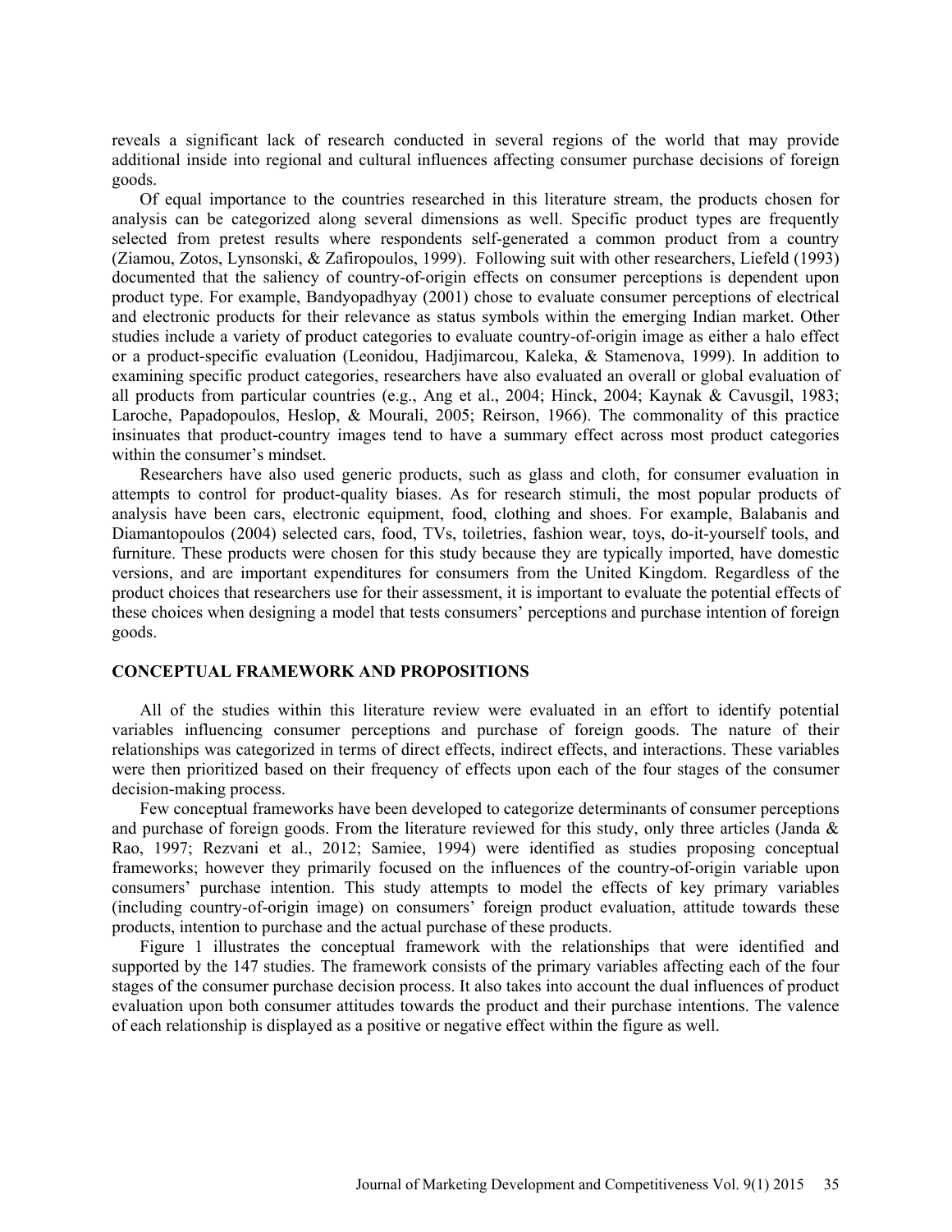reveals a significant lack of research conducted in several regions of the world that may provide additional inside into regional and cultural influences affecting consumer purchase decisions of foreign goods.

Of equal importance to the countries researched in this literature stream, the products chosen for analysis can be categorized along several dimensions as well. Specific product types are frequently selected from pretest results where respondents self-generated a common product from a country (Ziamou, Zotos, Lynsonski, & Zafiropoulos, 1999). Following suit with other researchers, Liefeld (1993) documented that the saliency of country-of-origin effects on consumer perceptions is dependent upon product type. For example, Bandyopadhyay (2001) chose to evaluate consumer perceptions of electrical and electronic products for their relevance as status symbols within the emerging Indian market. Other studies include a variety of product categories to evaluate country-of-origin image as either a halo effect or a product-specific evaluation (Leonidou, Hadjimarcou, Kaleka, & Stamenova, 1999). In addition to examining specific product categories, researchers have also evaluated an overall or global evaluation of all products from particular countries (e.g., Ang et al., 2004; Hinck, 2004; Kaynak & Cavusgil, 1983; Laroche, Papadopoulos, Heslop, & Mourali, 2005; Reirson, 1966). The commonality of this practice insinuates that product-country images tend to have a summary effect across most product categories within the consumer's mindset.

Researchers have also used generic products, such as glass and cloth, for consumer evaluation in attempts to control for product-quality biases. As for research stimuli, the most popular products of analysis have been cars, electronic equipment, food, clothing and shoes. For example, Balabanis and Diamantopoulos (2004) selected cars, food, TVs, toiletries, fashion wear, toys, do-it-yourself tools, and furniture. These products were chosen for this study because they are typically imported, have domestic versions, and are important expenditures for consumers from the United Kingdom. Regardless of the product choices that researchers use for their assessment, it is important to evaluate the potential effects of these choices when designing a model that tests consumers' perceptions and purchase intention of foreign goods.

## CONCEPTUAL FRAMEWORK AND PROPOSITIONS

All of the studies within this literature review were evaluated in an effort to identify potential variables influencing consumer perceptions and purchase of foreign goods. The nature of their relationships was categorized in terms of direct effects, indirect effects, and interactions. These variables were then prioritized based on their frequency of effects upon each of the four stages of the consumer decision-making process.

Few conceptual frameworks have been developed to categorize determinants of consumer perceptions and purchase of foreign goods. From the literature reviewed for this study, only three articles (Janda & Rao, 1997; Rezvani et al., 2012; Samiee, 1994) were identified as studies proposing conceptual frameworks; however they primarily focused on the influences of the country-of-origin variable upon consumers' purchase intention. This study attempts to model the effects of key primary variables (including country-of-origin image) on consumers' foreign product evaluation, attitude towards these products, intention to purchase and the actual purchase of these products.

Figure 1 illustrates the conceptual framework with the relationships that were identified and supported by the 147 studies. The framework consists of the primary variables affecting each of the four stages of the consumer purchase decision process. It also takes into account the dual influences of product evaluation upon both consumer attitudes towards the product and their purchase intentions. The valence of each relationship is displayed as a positive or negative effect within the figure as well.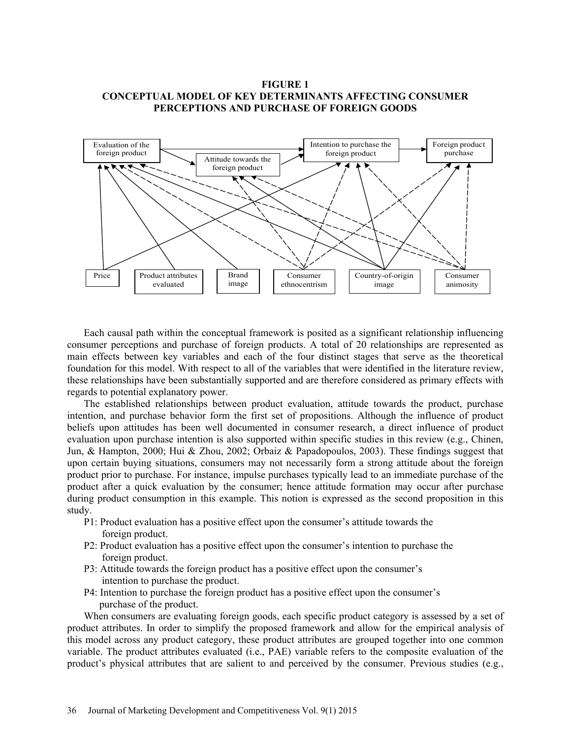**FIGURE 1**
**CONCEPTUAL MODEL OF KEY DETERMINANTS AFFECTING CONSUMER PERCEPTIONS AND PURCHASE OF FOREIGN GOODS**

Each causal path within the conceptual framework is posited as a significant relationship influencing consumer perceptions and purchase of foreign products. A total of 20 relationships are represented as main effects between key variables and each of the four distinct stages that serve as the theoretical foundation for this model. With respect to all of the variables that were identified in the literature review, these relationships have been substantially supported and are therefore considered as primary effects with regards to potential explanatory power.

The established relationships between product evaluation, attitude towards the product, purchase intention, and purchase behavior form the first set of propositions. Although the influence of product beliefs upon attitudes has been well documented in consumer research, a direct influence of product evaluation upon purchase intention is also supported within specific studies in this review (e.g., Chinen, Jun, & Hampton, 2000; Hui & Zhou, 2002; Orbaiz & Papadopoulos, 2003). These findings suggest that upon certain buying situations, consumers may not necessarily form a strong attitude about the foreign product prior to purchase. For instance, impulse purchases typically lead to an immediate purchase of the product after a quick evaluation by the consumer; hence attitude formation may occur after purchase during product consumption in this example. This notion is expressed as the second proposition in this study.

P1: Product evaluation has a positive effect upon the consumer's attitude towards the foreign product.
P2: Product evaluation has a positive effect upon the consumer's intention to purchase the foreign product.
P3: Attitude towards the foreign product has a positive effect upon the consumer's intention to purchase the product.
P4: Intention to purchase the foreign product has a positive effect upon the consumer's purchase of the product.

When consumers are evaluating foreign goods, each specific product category is assessed by a set of product attributes. In order to simplify the proposed framework and allow for the empirical analysis of this model across any product category, these product attributes are grouped together into one common variable. The product attributes evaluated (i.e., PAE) variable refers to the composite evaluation of the product's physical attributes that are salient to and perceived by the consumer. Previous studies (e.g.,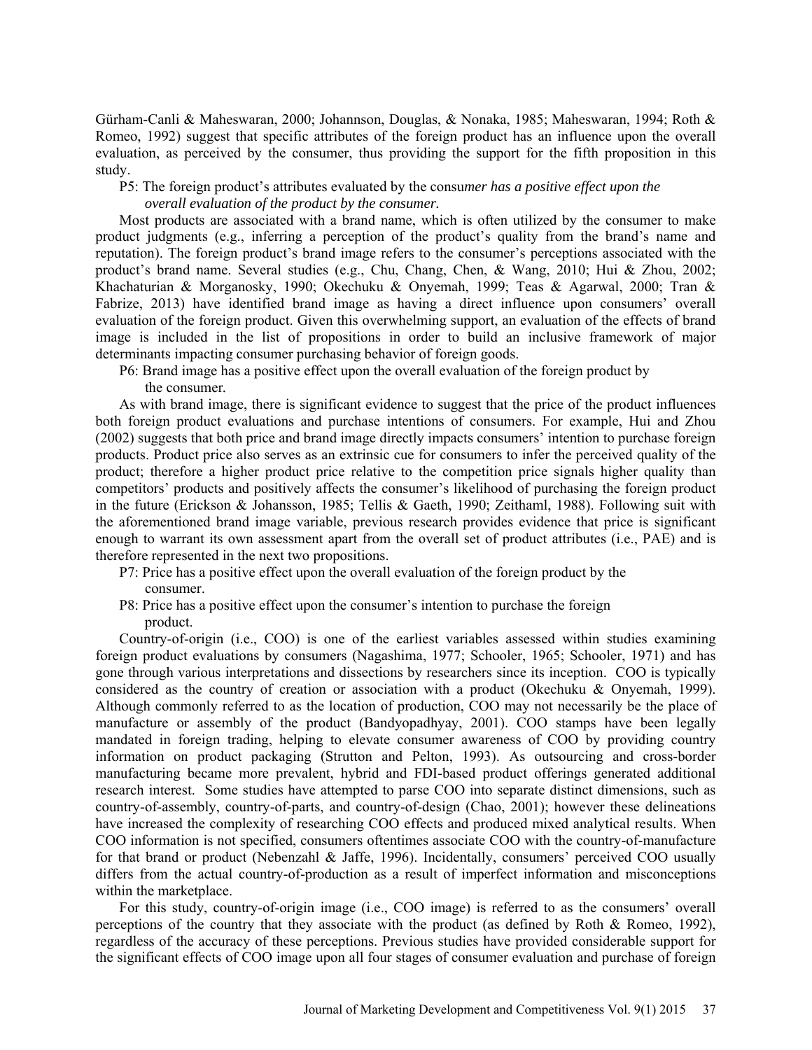Gürham-Canli & Maheswaran, 2000; Johannson, Douglas, & Nonaka, 1985; Maheswaran, 1994; Roth & Romeo, 1992) suggest that specific attributes of the foreign product has an influence upon the overall evaluation, as perceived by the consumer, thus providing the support for the fifth proposition in this study.

P5: The foreign product's attributes evaluated by the consu*mer has a positive effect upon the overall evaluation of the product by the consumer*.

Most products are associated with a brand name, which is often utilized by the consumer to make product judgments (e.g., inferring a perception of the product's quality from the brand's name and reputation). The foreign product's brand image refers to the consumer's perceptions associated with the product's brand name. Several studies (e.g., Chu, Chang, Chen, & Wang, 2010; Hui & Zhou, 2002; Khachaturian & Morganosky, 1990; Okechuku & Onyemah, 1999; Teas & Agarwal, 2000; Tran & Fabrize, 2013) have identified brand image as having a direct influence upon consumers' overall evaluation of the foreign product. Given this overwhelming support, an evaluation of the effects of brand image is included in the list of propositions in order to build an inclusive framework of major determinants impacting consumer purchasing behavior of foreign goods.

P6: Brand image has a positive effect upon the overall evaluation of the foreign product by the consumer.

As with brand image, there is significant evidence to suggest that the price of the product influences both foreign product evaluations and purchase intentions of consumers. For example, Hui and Zhou (2002) suggests that both price and brand image directly impacts consumers' intention to purchase foreign products. Product price also serves as an extrinsic cue for consumers to infer the perceived quality of the product; therefore a higher product price relative to the competition price signals higher quality than competitors' products and positively affects the consumer's likelihood of purchasing the foreign product in the future (Erickson & Johansson, 1985; Tellis & Gaeth, 1990; Zeithaml, 1988). Following suit with the aforementioned brand image variable, previous research provides evidence that price is significant enough to warrant its own assessment apart from the overall set of product attributes (i.e., PAE) and is therefore represented in the next two propositions.

P7: Price has a positive effect upon the overall evaluation of the foreign product by the consumer.

P8: Price has a positive effect upon the consumer's intention to purchase the foreign product.

Country-of-origin (i.e., COO) is one of the earliest variables assessed within studies examining foreign product evaluations by consumers (Nagashima, 1977; Schooler, 1965; Schooler, 1971) and has gone through various interpretations and dissections by researchers since its inception. COO is typically considered as the country of creation or association with a product (Okechuku & Onyemah, 1999). Although commonly referred to as the location of production, COO may not necessarily be the place of manufacture or assembly of the product (Bandyopadhyay, 2001). COO stamps have been legally mandated in foreign trading, helping to elevate consumer awareness of COO by providing country information on product packaging (Strutton and Pelton, 1993). As outsourcing and cross-border manufacturing became more prevalent, hybrid and FDI-based product offerings generated additional research interest. Some studies have attempted to parse COO into separate distinct dimensions, such as country-of-assembly, country-of-parts, and country-of-design (Chao, 2001); however these delineations have increased the complexity of researching COO effects and produced mixed analytical results. When COO information is not specified, consumers oftentimes associate COO with the country-of-manufacture for that brand or product (Nebenzahl & Jaffe, 1996). Incidentally, consumers' perceived COO usually differs from the actual country-of-production as a result of imperfect information and misconceptions within the marketplace.

For this study, country-of-origin image (i.e., COO image) is referred to as the consumers' overall perceptions of the country that they associate with the product (as defined by Roth & Romeo, 1992), regardless of the accuracy of these perceptions. Previous studies have provided considerable support for the significant effects of COO image upon all four stages of consumer evaluation and purchase of foreign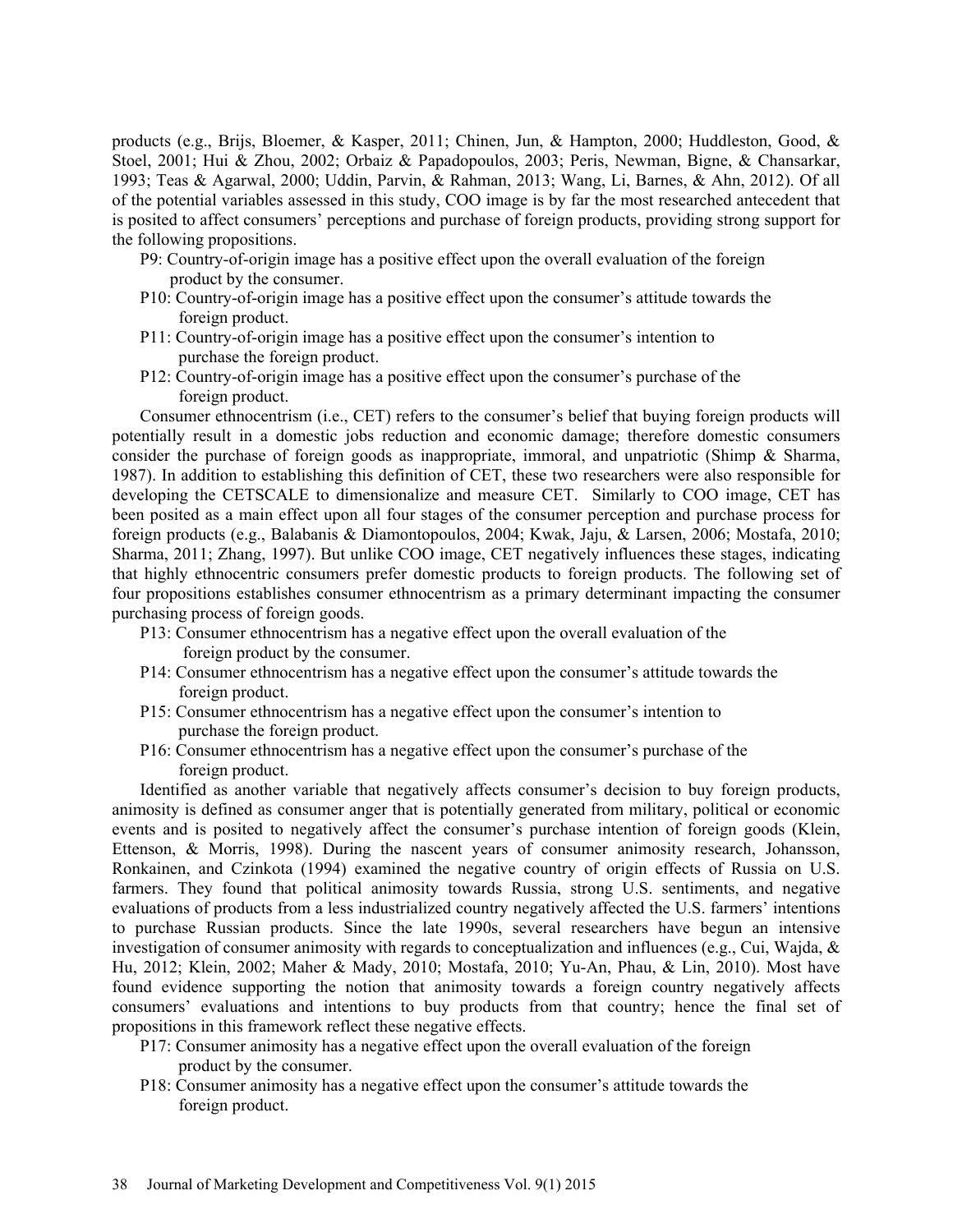products (e.g., Brijs, Bloemer, & Kasper, 2011; Chinen, Jun, & Hampton, 2000; Huddleston, Good, & Stoel, 2001; Hui & Zhou, 2002; Orbaiz & Papadopoulos, 2003; Peris, Newman, Bigne, & Chansarkar, 1993; Teas & Agarwal, 2000; Uddin, Parvin, & Rahman, 2013; Wang, Li, Barnes, & Ahn, 2012). Of all of the potential variables assessed in this study, COO image is by far the most researched antecedent that is posited to affect consumers' perceptions and purchase of foreign products, providing strong support for the following propositions.

P9: Country-of-origin image has a positive effect upon the overall evaluation of the foreign product by the consumer.

P10: Country-of-origin image has a positive effect upon the consumer's attitude towards the foreign product.

P11: Country-of-origin image has a positive effect upon the consumer's intention to purchase the foreign product.

P12: Country-of-origin image has a positive effect upon the consumer's purchase of the foreign product.

Consumer ethnocentrism (i.e., CET) refers to the consumer's belief that buying foreign products will potentially result in a domestic jobs reduction and economic damage; therefore domestic consumers consider the purchase of foreign goods as inappropriate, immoral, and unpatriotic (Shimp & Sharma, 1987). In addition to establishing this definition of CET, these two researchers were also responsible for developing the CETSCALE to dimensionalize and measure CET. Similarly to COO image, CET has been posited as a main effect upon all four stages of the consumer perception and purchase process for foreign products (e.g., Balabanis & Diamontopoulos, 2004; Kwak, Jaju, & Larsen, 2006; Mostafa, 2010; Sharma, 2011; Zhang, 1997). But unlike COO image, CET negatively influences these stages, indicating that highly ethnocentric consumers prefer domestic products to foreign products. The following set of four propositions establishes consumer ethnocentrism as a primary determinant impacting the consumer purchasing process of foreign goods.

P13: Consumer ethnocentrism has a negative effect upon the overall evaluation of the foreign product by the consumer.

P14: Consumer ethnocentrism has a negative effect upon the consumer's attitude towards the foreign product.

P15: Consumer ethnocentrism has a negative effect upon the consumer's intention to purchase the foreign product.

P16: Consumer ethnocentrism has a negative effect upon the consumer's purchase of the foreign product.

Identified as another variable that negatively affects consumer's decision to buy foreign products, animosity is defined as consumer anger that is potentially generated from military, political or economic events and is posited to negatively affect the consumer's purchase intention of foreign goods (Klein, Ettenson, & Morris, 1998). During the nascent years of consumer animosity research, Johansson, Ronkainen, and Czinkota (1994) examined the negative country of origin effects of Russia on U.S. farmers. They found that political animosity towards Russia, strong U.S. sentiments, and negative evaluations of products from a less industrialized country negatively affected the U.S. farmers' intentions to purchase Russian products. Since the late 1990s, several researchers have begun an intensive investigation of consumer animosity with regards to conceptualization and influences (e.g., Cui, Wajda, & Hu, 2012; Klein, 2002; Maher & Mady, 2010; Mostafa, 2010; Yu-An, Phau, & Lin, 2010). Most have found evidence supporting the notion that animosity towards a foreign country negatively affects consumers' evaluations and intentions to buy products from that country; hence the final set of propositions in this framework reflect these negative effects.

P17: Consumer animosity has a negative effect upon the overall evaluation of the foreign product by the consumer.

P18: Consumer animosity has a negative effect upon the consumer's attitude towards the foreign product.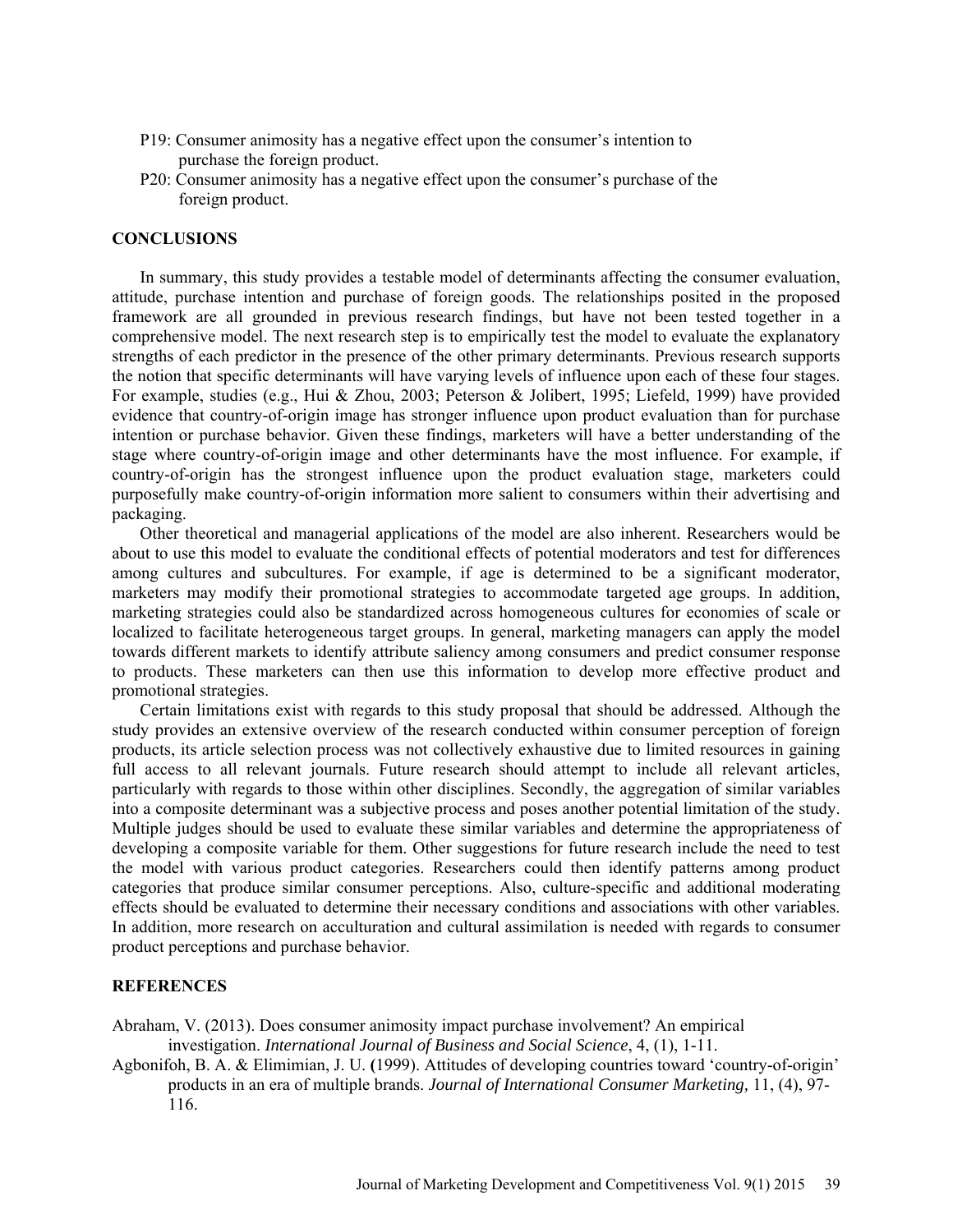P19: Consumer animosity has a negative effect upon the consumer's intention to purchase the foreign product.

P20: Consumer animosity has a negative effect upon the consumer's purchase of the foreign product.

## CONCLUSIONS

In summary, this study provides a testable model of determinants affecting the consumer evaluation, attitude, purchase intention and purchase of foreign goods. The relationships posited in the proposed framework are all grounded in previous research findings, but have not been tested together in a comprehensive model. The next research step is to empirically test the model to evaluate the explanatory strengths of each predictor in the presence of the other primary determinants. Previous research supports the notion that specific determinants will have varying levels of influence upon each of these four stages. For example, studies (e.g., Hui & Zhou, 2003; Peterson & Jolibert, 1995; Liefeld, 1999) have provided evidence that country-of-origin image has stronger influence upon product evaluation than for purchase intention or purchase behavior. Given these findings, marketers will have a better understanding of the stage where country-of-origin image and other determinants have the most influence. For example, if country-of-origin has the strongest influence upon the product evaluation stage, marketers could purposefully make country-of-origin information more salient to consumers within their advertising and packaging.

Other theoretical and managerial applications of the model are also inherent. Researchers would be about to use this model to evaluate the conditional effects of potential moderators and test for differences among cultures and subcultures. For example, if age is determined to be a significant moderator, marketers may modify their promotional strategies to accommodate targeted age groups. In addition, marketing strategies could also be standardized across homogeneous cultures for economies of scale or localized to facilitate heterogeneous target groups. In general, marketing managers can apply the model towards different markets to identify attribute saliency among consumers and predict consumer response to products. These marketers can then use this information to develop more effective product and promotional strategies.

Certain limitations exist with regards to this study proposal that should be addressed. Although the study provides an extensive overview of the research conducted within consumer perception of foreign products, its article selection process was not collectively exhaustive due to limited resources in gaining full access to all relevant journals. Future research should attempt to include all relevant articles, particularly with regards to those within other disciplines. Secondly, the aggregation of similar variables into a composite determinant was a subjective process and poses another potential limitation of the study. Multiple judges should be used to evaluate these similar variables and determine the appropriateness of developing a composite variable for them. Other suggestions for future research include the need to test the model with various product categories. Researchers could then identify patterns among product categories that produce similar consumer perceptions. Also, culture-specific and additional moderating effects should be evaluated to determine their necessary conditions and associations with other variables. In addition, more research on acculturation and cultural assimilation is needed with regards to consumer product perceptions and purchase behavior.

## REFERENCES

Abraham, V. (2013). Does consumer animosity impact purchase involvement? An empirical investigation. *International Journal of Business and Social Science*, 4, (1), 1-11.

Agbonifoh, B. A. & Elimimian, J. U. **(**1999). Attitudes of developing countries toward 'country-of-origin' products in an era of multiple brands. *Journal of International Consumer Marketing,* 11, (4), 97-116.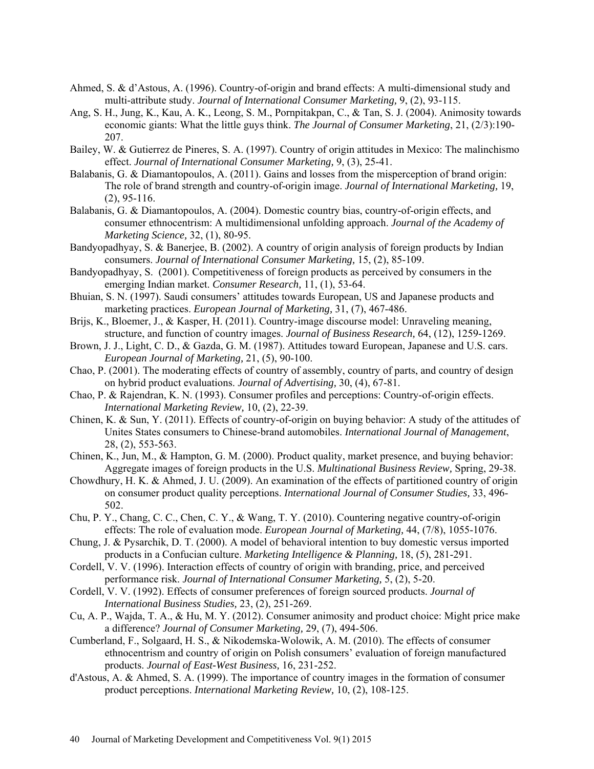Ahmed, S. & d'Astous, A. (1996). Country-of-origin and brand effects: A multi-dimensional study and multi-attribute study. *Journal of International Consumer Marketing,* 9, (2), 93-115.

Ang, S. H., Jung, K., Kau, A. K., Leong, S. M., Pornpitakpan, C., & Tan, S. J. (2004). Animosity towards economic giants: What the little guys think. *The Journal of Consumer Marketing*, 21, (2/3):190-207.

Bailey, W. & Gutierrez de Pineres, S. A. (1997). Country of origin attitudes in Mexico: The malinchismo effect. *Journal of International Consumer Marketing,* 9, (3), 25-41.

Balabanis, G. & Diamantopoulos, A. (2011). Gains and losses from the misperception of brand origin: The role of brand strength and country-of-origin image. *Journal of International Marketing,* 19, (2), 95-116.

Balabanis, G. & Diamantopoulos, A. (2004). Domestic country bias, country-of-origin effects, and consumer ethnocentrism: A multidimensional unfolding approach. *Journal of the Academy of Marketing Science,* 32, (1), 80-95.

Bandyopadhyay, S. & Banerjee, B. (2002). A country of origin analysis of foreign products by Indian consumers. *Journal of International Consumer Marketing,* 15, (2), 85-109.

Bandyopadhyay, S. (2001). Competitiveness of foreign products as perceived by consumers in the emerging Indian market. *Consumer Research,* 11, (1), 53-64.

Bhuian, S. N. (1997). Saudi consumers' attitudes towards European, US and Japanese products and marketing practices. *European Journal of Marketing,* 31, (7), 467-486.

Brijs, K., Bloemer, J., & Kasper, H. (2011). Country-image discourse model: Unraveling meaning, structure, and function of country images. *Journal of Business Research,* 64, (12), 1259-1269.

Brown, J. J., Light, C. D., & Gazda, G. M. (1987). Attitudes toward European, Japanese and U.S. cars. *European Journal of Marketing,* 21, (5), 90-100.

Chao, P. (2001). The moderating effects of country of assembly, country of parts, and country of design on hybrid product evaluations. *Journal of Advertising,* 30, (4), 67-81.

Chao, P. & Rajendran, K. N. (1993). Consumer profiles and perceptions: Country-of-origin effects. *International Marketing Review,* 10, (2), 22-39.

Chinen, K. & Sun, Y. (2011). Effects of country-of-origin on buying behavior: A study of the attitudes of Unites States consumers to Chinese-brand automobiles. *International Journal of Management*, 28, (2), 553-563.

Chinen, K., Jun, M., & Hampton, G. M. (2000). Product quality, market presence, and buying behavior: Aggregate images of foreign products in the U.S. *Multinational Business Review,* Spring, 29-38.

Chowdhury, H. K. & Ahmed, J. U. (2009). An examination of the effects of partitioned country of origin on consumer product quality perceptions. *International Journal of Consumer Studies,* 33, 496-502.

Chu, P. Y., Chang, C. C., Chen, C. Y., & Wang, T. Y. (2010). Countering negative country-of-origin effects: The role of evaluation mode. *European Journal of Marketing,* 44, (7/8), 1055-1076.

Chung, J. & Pysarchik, D. T. (2000). A model of behavioral intention to buy domestic versus imported products in a Confucian culture. *Marketing Intelligence & Planning,* 18, (5), 281-291.

Cordell, V. V. (1996). Interaction effects of country of origin with branding, price, and perceived performance risk. *Journal of International Consumer Marketing,* 5, (2), 5-20.

Cordell, V. V. (1992). Effects of consumer preferences of foreign sourced products. *Journal of International Business Studies,* 23, (2), 251-269.

Cu, A. P., Wajda, T. A., & Hu, M. Y. (2012). Consumer animosity and product choice: Might price make a difference? *Journal of Consumer Marketing,* 29, (7), 494-506.

Cumberland, F., Solgaard, H. S., & Nikodemska-Wolowik, A. M. (2010). The effects of consumer ethnocentrism and country of origin on Polish consumers' evaluation of foreign manufactured products. *Journal of East-West Business,* 16, 231-252.

d'Astous, A. & Ahmed, S. A. (1999). The importance of country images in the formation of consumer product perceptions. *International Marketing Review,* 10, (2), 108-125.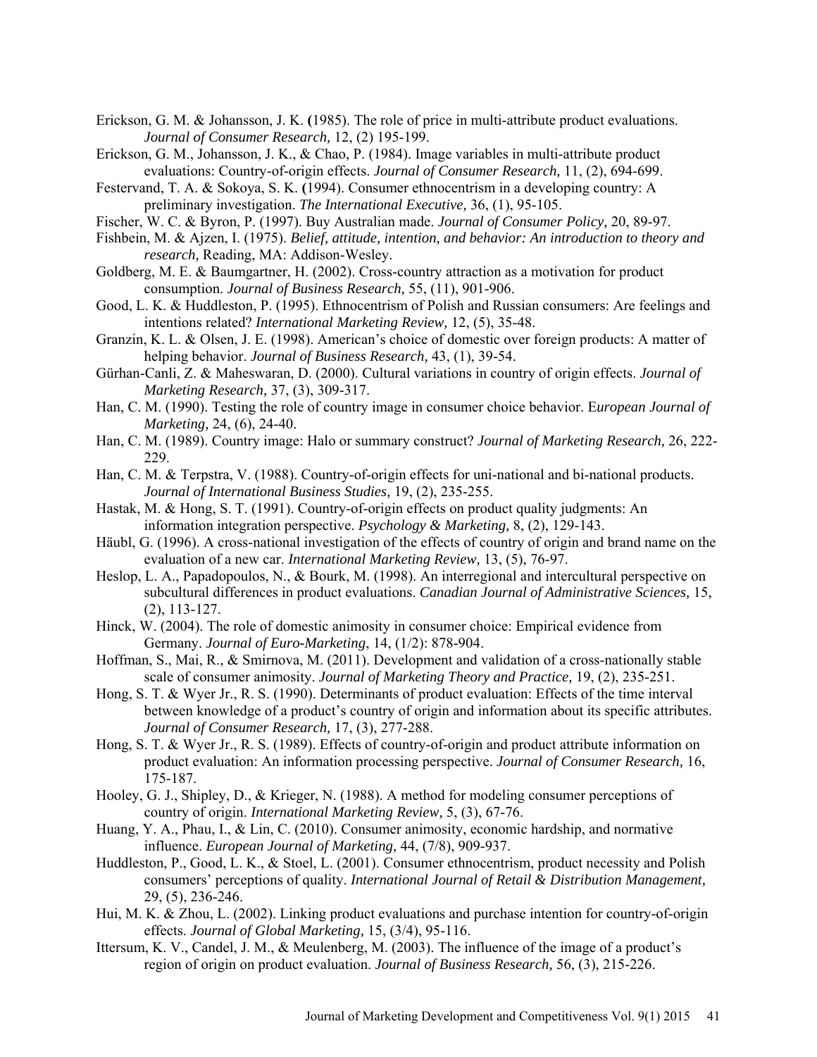Erickson, G. M. & Johansson, J. K. (1985). The role of price in multi-attribute product evaluations. *Journal of Consumer Research,* 12, (2) 195-199.

Erickson, G. M., Johansson, J. K., & Chao, P. (1984). Image variables in multi-attribute product evaluations: Country-of-origin effects. *Journal of Consumer Research,* 11, (2), 694-699.

Festervand, T. A. & Sokoya, S. K. (1994). Consumer ethnocentrism in a developing country: A preliminary investigation. *The International Executive,* 36, (1), 95-105.

Fischer, W. C. & Byron, P. (1997). Buy Australian made. *Journal of Consumer Policy,* 20, 89-97.

Fishbein, M. & Ajzen, I. (1975). *Belief, attitude, intention, and behavior: An introduction to theory and research,* Reading, MA: Addison-Wesley.

Goldberg, M. E. & Baumgartner, H. (2002). Cross-country attraction as a motivation for product consumption. *Journal of Business Research,* 55, (11), 901-906.

Good, L. K. & Huddleston, P. (1995). Ethnocentrism of Polish and Russian consumers: Are feelings and intentions related? *International Marketing Review,* 12, (5), 35-48.

Granzin, K. L. & Olsen, J. E. (1998). American's choice of domestic over foreign products: A matter of helping behavior. *Journal of Business Research,* 43, (1), 39-54.

Gürhan-Canli, Z. & Maheswaran, D. (2000). Cultural variations in country of origin effects. *Journal of Marketing Research,* 37, (3), 309-317.

Han, C. M. (1990). Testing the role of country image in consumer choice behavior. E*uropean Journal of Marketing,* 24, (6), 24-40.

Han, C. M. (1989). Country image: Halo or summary construct? *Journal of Marketing Research,* 26, 222-229.

Han, C. M. & Terpstra, V. (1988). Country-of-origin effects for uni-national and bi-national products. *Journal of International Business Studies,* 19, (2), 235-255.

Hastak, M. & Hong, S. T. (1991). Country-of-origin effects on product quality judgments: An information integration perspective. *Psychology & Marketing,* 8, (2), 129-143.

Häubl, G. (1996). A cross-national investigation of the effects of country of origin and brand name on the evaluation of a new car. *International Marketing Review,* 13, (5), 76-97.

Heslop, L. A., Papadopoulos, N., & Bourk, M. (1998). An interregional and intercultural perspective on subcultural differences in product evaluations. *Canadian Journal of Administrative Sciences,* 15, (2), 113-127.

Hinck, W. (2004). The role of domestic animosity in consumer choice: Empirical evidence from Germany. *Journal of Euro-Marketing*, 14, (1/2): 878-904.

Hoffman, S., Mai, R., & Smirnova, M. (2011). Development and validation of a cross-nationally stable scale of consumer animosity. *Journal of Marketing Theory and Practice,* 19, (2), 235-251.

Hong, S. T. & Wyer Jr., R. S. (1990). Determinants of product evaluation: Effects of the time interval between knowledge of a product's country of origin and information about its specific attributes. *Journal of Consumer Research,* 17, (3), 277-288.

Hong, S. T. & Wyer Jr., R. S. (1989). Effects of country-of-origin and product attribute information on product evaluation: An information processing perspective. *Journal of Consumer Research,* 16, 175-187.

Hooley, G. J., Shipley, D., & Krieger, N. (1988). A method for modeling consumer perceptions of country of origin. *International Marketing Review,* 5, (3), 67-76.

Huang, Y. A., Phau, I., & Lin, C. (2010). Consumer animosity, economic hardship, and normative influence. *European Journal of Marketing,* 44, (7/8), 909-937.

Huddleston, P., Good, L. K., & Stoel, L. (2001). Consumer ethnocentrism, product necessity and Polish consumers' perceptions of quality. *International Journal of Retail & Distribution Management,* 29, (5), 236-246.

Hui, M. K. & Zhou, L. (2002). Linking product evaluations and purchase intention for country-of-origin effects. *Journal of Global Marketing,* 15, (3/4), 95-116.

Ittersum, K. V., Candel, J. M., & Meulenberg, M. (2003). The influence of the image of a product's region of origin on product evaluation. *Journal of Business Research,* 56, (3), 215-226.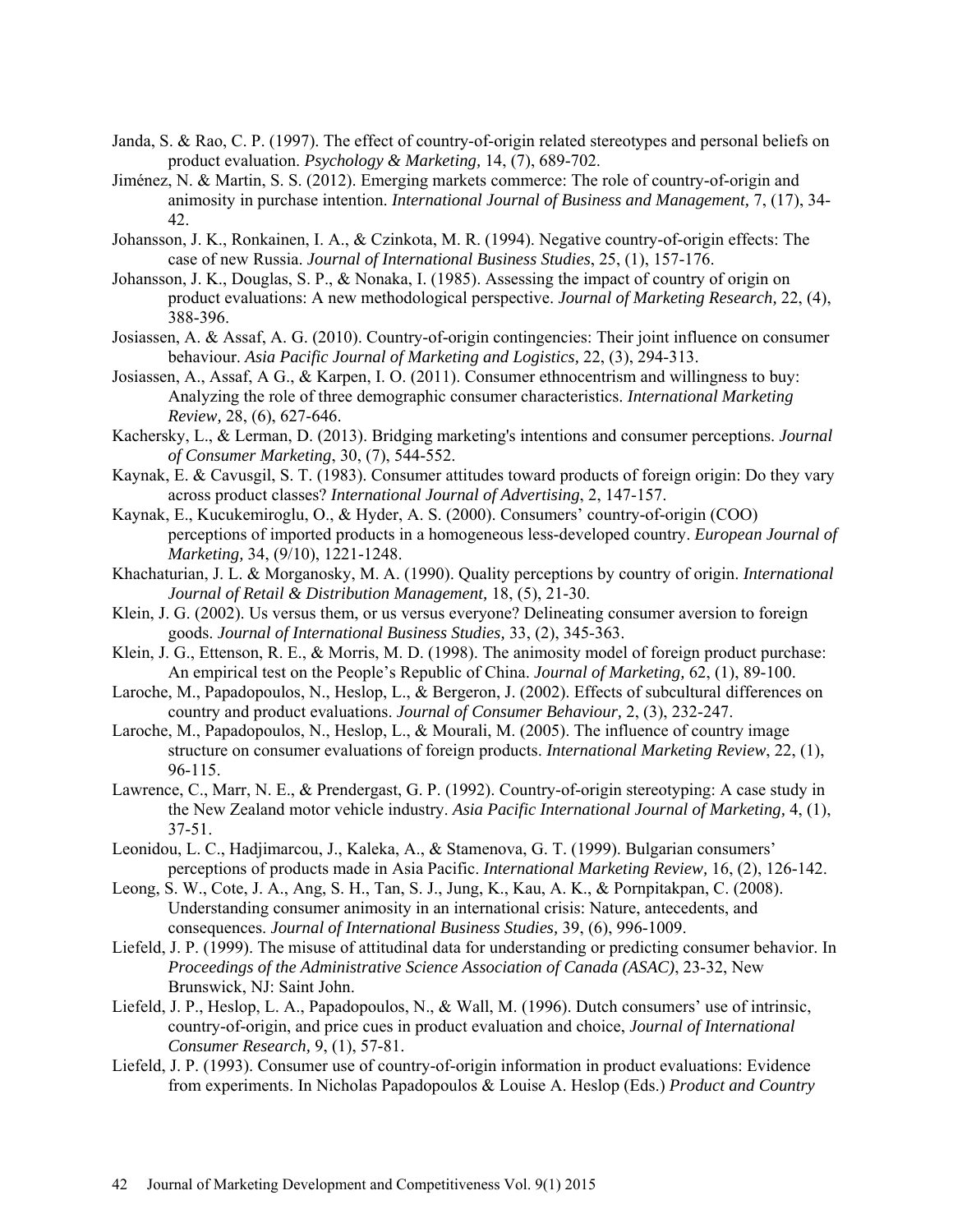Janda, S. & Rao, C. P. (1997). The effect of country-of-origin related stereotypes and personal beliefs on product evaluation. *Psychology & Marketing,* 14, (7), 689-702.

Jiménez, N. & Martin, S. S. (2012). Emerging markets commerce: The role of country-of-origin and animosity in purchase intention. *International Journal of Business and Management,* 7, (17), 34-42.

Johansson, J. K., Ronkainen, I. A., & Czinkota, M. R. (1994). Negative country-of-origin effects: The case of new Russia. *Journal of International Business Studies*, 25, (1), 157-176.

Johansson, J. K., Douglas, S. P., & Nonaka, I. (1985). Assessing the impact of country of origin on product evaluations: A new methodological perspective. *Journal of Marketing Research,* 22, (4), 388-396.

Josiassen, A. & Assaf, A. G. (2010). Country-of-origin contingencies: Their joint influence on consumer behaviour. *Asia Pacific Journal of Marketing and Logistics,* 22, (3), 294-313.

Josiassen, A., Assaf, A G., & Karpen, I. O. (2011). Consumer ethnocentrism and willingness to buy: Analyzing the role of three demographic consumer characteristics. *International Marketing Review,* 28, (6), 627-646.

Kachersky, L., & Lerman, D. (2013). Bridging marketing's intentions and consumer perceptions. *Journal of Consumer Marketing*, 30, (7), 544-552.

Kaynak, E. & Cavusgil, S. T. (1983). Consumer attitudes toward products of foreign origin: Do they vary across product classes? *International Journal of Advertising*, 2, 147-157.

Kaynak, E., Kucukemiroglu, O., & Hyder, A. S. (2000). Consumers' country-of-origin (COO) perceptions of imported products in a homogeneous less-developed country. *European Journal of Marketing,* 34, (9/10), 1221-1248.

Khachaturian, J. L. & Morganosky, M. A. (1990). Quality perceptions by country of origin. *International Journal of Retail & Distribution Management,* 18, (5), 21-30.

Klein, J. G. (2002). Us versus them, or us versus everyone? Delineating consumer aversion to foreign goods. *Journal of International Business Studies,* 33, (2), 345-363.

Klein, J. G., Ettenson, R. E., & Morris, M. D. (1998). The animosity model of foreign product purchase: An empirical test on the People's Republic of China. *Journal of Marketing,* 62, (1), 89-100.

Laroche, M., Papadopoulos, N., Heslop, L., & Bergeron, J. (2002). Effects of subcultural differences on country and product evaluations. *Journal of Consumer Behaviour,* 2, (3), 232-247.

Laroche, M., Papadopoulos, N., Heslop, L., & Mourali, M. (2005). The influence of country image structure on consumer evaluations of foreign products. *International Marketing Review*, 22, (1), 96-115.

Lawrence, C., Marr, N. E., & Prendergast, G. P. (1992). Country-of-origin stereotyping: A case study in the New Zealand motor vehicle industry. *Asia Pacific International Journal of Marketing,* 4, (1), 37-51.

Leonidou, L. C., Hadjimarcou, J., Kaleka, A., & Stamenova, G. T. (1999). Bulgarian consumers' perceptions of products made in Asia Pacific. *International Marketing Review,* 16, (2), 126-142.

Leong, S. W., Cote, J. A., Ang, S. H., Tan, S. J., Jung, K., Kau, A. K., & Pornpitakpan, C. (2008). Understanding consumer animosity in an international crisis: Nature, antecedents, and consequences. *Journal of International Business Studies,* 39, (6), 996-1009.

Liefeld, J. P. (1999). The misuse of attitudinal data for understanding or predicting consumer behavior. In *Proceedings of the Administrative Science Association of Canada (ASAC)*, 23-32, New Brunswick, NJ: Saint John.

Liefeld, J. P., Heslop, L. A., Papadopoulos, N., & Wall, M. (1996). Dutch consumers' use of intrinsic, country-of-origin, and price cues in product evaluation and choice, *Journal of International Consumer Research,* 9, (1), 57-81.

Liefeld, J. P. (1993). Consumer use of country-of-origin information in product evaluations: Evidence from experiments. In Nicholas Papadopoulos & Louise A. Heslop (Eds.) *Product and Country*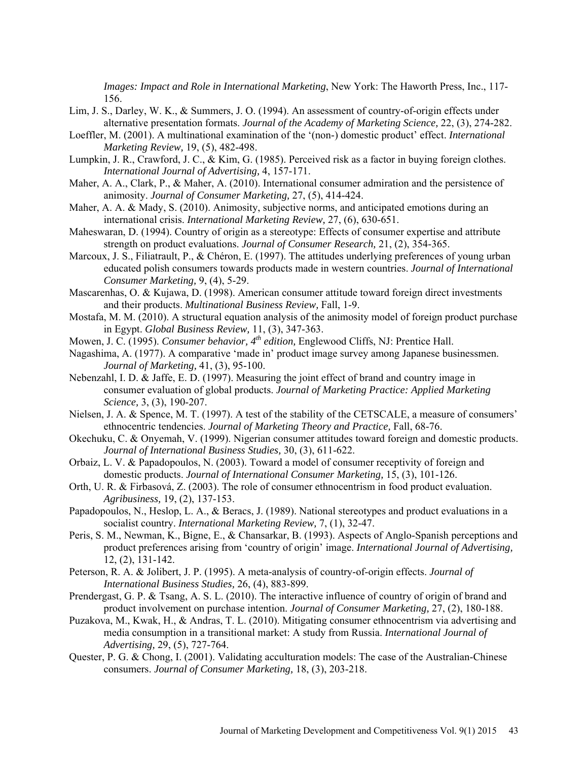*Images: Impact and Role in International Marketing*, New York: The Haworth Press, Inc., 117-156.

Lim, J. S., Darley, W. K., & Summers, J. O. (1994). An assessment of country-of-origin effects under alternative presentation formats. *Journal of the Academy of Marketing Science,* 22, (3), 274-282.

Loeffler, M. (2001). A multinational examination of the '(non-) domestic product' effect. *International Marketing Review,* 19, (5), 482-498.

Lumpkin, J. R., Crawford, J. C., & Kim, G. (1985). Perceived risk as a factor in buying foreign clothes. *International Journal of Advertising,* 4, 157-171.

Maher, A. A., Clark, P., & Maher, A. (2010). International consumer admiration and the persistence of animosity. *Journal of Consumer Marketing,* 27, (5), 414-424.

Maher, A. A. & Mady, S. (2010). Animosity, subjective norms, and anticipated emotions during an international crisis. *International Marketing Review,* 27, (6), 630-651.

Maheswaran, D. (1994). Country of origin as a stereotype: Effects of consumer expertise and attribute strength on product evaluations. *Journal of Consumer Research,* 21, (2), 354-365.

Marcoux, J. S., Filiatrault, P., & Chéron, E. (1997). The attitudes underlying preferences of young urban educated polish consumers towards products made in western countries. *Journal of International Consumer Marketing,* 9, (4), 5-29.

Mascarenhas, O. & Kujawa, D. (1998). American consumer attitude toward foreign direct investments and their products. *Multinational Business Review,* Fall, 1-9.

Mostafa, M. M. (2010). A structural equation analysis of the animosity model of foreign product purchase in Egypt. *Global Business Review,* 11, (3), 347-363.

Mowen, J. C. (1995). *Consumer behavior, 4th edition,* Englewood Cliffs, NJ: Prentice Hall.

Nagashima, A. (1977). A comparative 'made in' product image survey among Japanese businessmen. *Journal of Marketing,* 41, (3), 95-100.

Nebenzahl, I. D. & Jaffe, E. D. (1997). Measuring the joint effect of brand and country image in consumer evaluation of global products. *Journal of Marketing Practice: Applied Marketing Science,* 3, (3), 190-207.

Nielsen, J. A. & Spence, M. T. (1997). A test of the stability of the CETSCALE, a measure of consumers' ethnocentric tendencies. *Journal of Marketing Theory and Practice,* Fall, 68-76.

Okechuku, C. & Onyemah, V. (1999). Nigerian consumer attitudes toward foreign and domestic products. *Journal of International Business Studies,* 30, (3), 611-622.

Orbaiz, L. V. & Papadopoulos, N. (2003). Toward a model of consumer receptivity of foreign and domestic products. *Journal of International Consumer Marketing,* 15, (3), 101-126.

Orth, U. R. & Firbasová, Z. (2003). The role of consumer ethnocentrism in food product evaluation. *Agribusiness,* 19, (2), 137-153.

Papadopoulos, N., Heslop, L. A., & Beracs, J. (1989). National stereotypes and product evaluations in a socialist country. *International Marketing Review,* 7, (1), 32-47.

Peris, S. M., Newman, K., Bigne, E., & Chansarkar, B. (1993). Aspects of Anglo-Spanish perceptions and product preferences arising from 'country of origin' image. *International Journal of Advertising,* 12, (2), 131-142.

Peterson, R. A. & Jolibert, J. P. (1995). A meta-analysis of country-of-origin effects. *Journal of International Business Studies,* 26, (4), 883-899.

Prendergast, G. P. & Tsang, A. S. L. (2010). The interactive influence of country of origin of brand and product involvement on purchase intention. *Journal of Consumer Marketing,* 27, (2), 180-188.

Puzakova, M., Kwak, H., & Andras, T. L. (2010). Mitigating consumer ethnocentrism via advertising and media consumption in a transitional market: A study from Russia. *International Journal of Advertising,* 29, (5), 727-764.

Quester, P. G. & Chong, I. (2001). Validating acculturation models: The case of the Australian-Chinese consumers. *Journal of Consumer Marketing,* 18, (3), 203-218.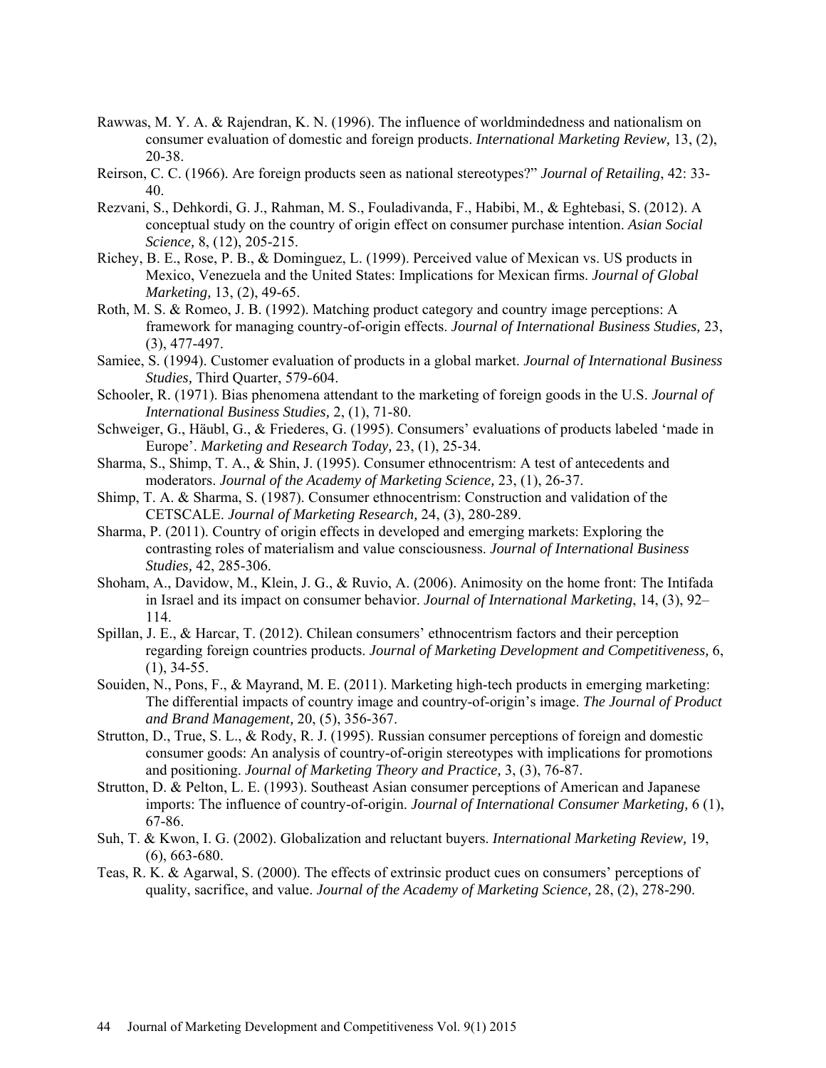Rawwas, M. Y. A. & Rajendran, K. N. (1996). The influence of worldmindedness and nationalism on consumer evaluation of domestic and foreign products. *International Marketing Review,* 13, (2), 20-38.

Reirson, C. C. (1966). Are foreign products seen as national stereotypes?" *Journal of Retailing*, 42: 33-40.

Rezvani, S., Dehkordi, G. J., Rahman, M. S., Fouladivanda, F., Habibi, M., & Eghtebasi, S. (2012). A conceptual study on the country of origin effect on consumer purchase intention. *Asian Social Science,* 8, (12), 205-215.

Richey, B. E., Rose, P. B., & Dominguez, L. (1999). Perceived value of Mexican vs. US products in Mexico, Venezuela and the United States: Implications for Mexican firms. *Journal of Global Marketing,* 13, (2), 49-65.

Roth, M. S. & Romeo, J. B. (1992). Matching product category and country image perceptions: A framework for managing country-of-origin effects. *Journal of International Business Studies,* 23, (3), 477-497.

Samiee, S. (1994). Customer evaluation of products in a global market. *Journal of International Business Studies,* Third Quarter, 579-604.

Schooler, R. (1971). Bias phenomena attendant to the marketing of foreign goods in the U.S. *Journal of International Business Studies*, 2, (1), 71-80.

Schweiger, G., Häubl, G., & Friederes, G. (1995). Consumers' evaluations of products labeled 'made in Europe'. *Marketing and Research Today,* 23, (1), 25-34.

Sharma, S., Shimp, T. A., & Shin, J. (1995). Consumer ethnocentrism: A test of antecedents and moderators. *Journal of the Academy of Marketing Science,* 23, (1), 26-37.

Shimp, T. A. & Sharma, S. (1987). Consumer ethnocentrism: Construction and validation of the CETSCALE. *Journal of Marketing Research,* 24, (3), 280-289.

Sharma, P. (2011). Country of origin effects in developed and emerging markets: Exploring the contrasting roles of materialism and value consciousness. *Journal of International Business Studies,* 42, 285-306.

Shoham, A., Davidow, M., Klein, J. G., & Ruvio, A. (2006). Animosity on the home front: The Intifada in Israel and its impact on consumer behavior. *Journal of International Marketing*, 14, (3), 92–114.

Spillan, J. E., & Harcar, T. (2012). Chilean consumers' ethnocentrism factors and their perception regarding foreign countries products. *Journal of Marketing Development and Competitiveness,* 6, (1), 34-55.

Souiden, N., Pons, F., & Mayrand, M. E. (2011). Marketing high-tech products in emerging marketing: The differential impacts of country image and country-of-origin's image. *The Journal of Product and Brand Management,* 20, (5), 356-367.

Strutton, D., True, S. L., & Rody, R. J. (1995). Russian consumer perceptions of foreign and domestic consumer goods: An analysis of country-of-origin stereotypes with implications for promotions and positioning. *Journal of Marketing Theory and Practice,* 3, (3), 76-87.

Strutton, D. & Pelton, L. E. (1993). Southeast Asian consumer perceptions of American and Japanese imports: The influence of country-of-origin. *Journal of International Consumer Marketing,* 6 (1), 67-86.

Suh, T. & Kwon, I. G. (2002). Globalization and reluctant buyers. *International Marketing Review,* 19, (6), 663-680.

Teas, R. K. & Agarwal, S. (2000). The effects of extrinsic product cues on consumers' perceptions of quality, sacrifice, and value. *Journal of the Academy of Marketing Science,* 28, (2), 278-290.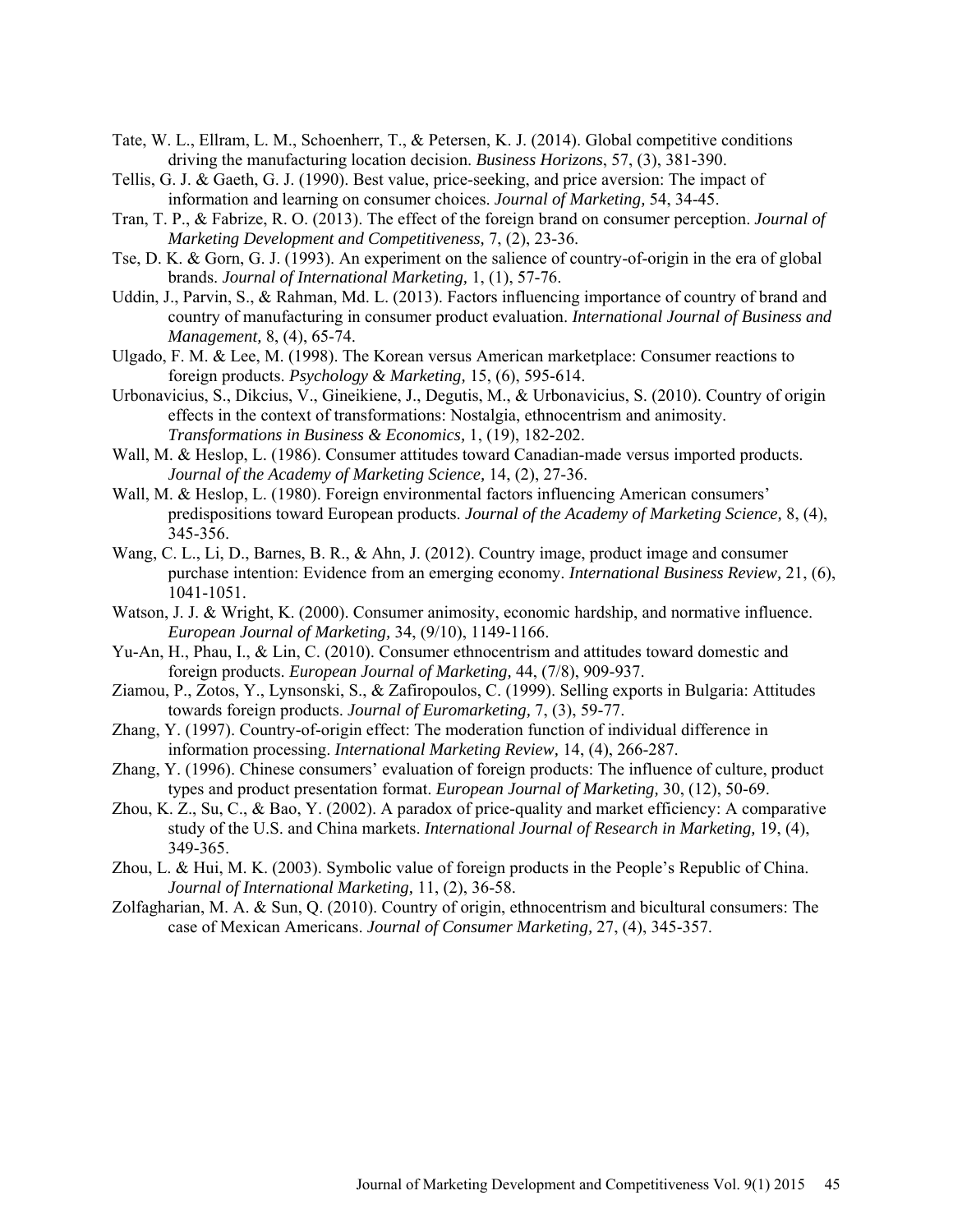Tate, W. L., Ellram, L. M., Schoenherr, T., & Petersen, K. J. (2014). Global competitive conditions driving the manufacturing location decision. *Business Horizons*, 57, (3), 381-390.

Tellis, G. J. & Gaeth, G. J. (1990). Best value, price-seeking, and price aversion: The impact of information and learning on consumer choices. *Journal of Marketing,* 54, 34-45.

Tran, T. P., & Fabrize, R. O. (2013). The effect of the foreign brand on consumer perception. *Journal of Marketing Development and Competitiveness,* 7, (2), 23-36.

Tse, D. K. & Gorn, G. J. (1993). An experiment on the salience of country-of-origin in the era of global brands. *Journal of International Marketing,* 1, (1), 57-76.

Uddin, J., Parvin, S., & Rahman, Md. L. (2013). Factors influencing importance of country of brand and country of manufacturing in consumer product evaluation. *International Journal of Business and Management,* 8, (4), 65-74.

Ulgado, F. M. & Lee, M. (1998). The Korean versus American marketplace: Consumer reactions to foreign products. *Psychology & Marketing,* 15, (6), 595-614.

Urbonavicius, S., Dikcius, V., Gineikiene, J., Degutis, M., & Urbonavicius, S. (2010). Country of origin effects in the context of transformations: Nostalgia, ethnocentrism and animosity. *Transformations in Business & Economics,* 1, (19), 182-202.

Wall, M. & Heslop, L. (1986). Consumer attitudes toward Canadian-made versus imported products. *Journal of the Academy of Marketing Science,* 14, (2), 27-36.

Wall, M. & Heslop, L. (1980). Foreign environmental factors influencing American consumers' predispositions toward European products. *Journal of the Academy of Marketing Science,* 8, (4), 345-356.

Wang, C. L., Li, D., Barnes, B. R., & Ahn, J. (2012). Country image, product image and consumer purchase intention: Evidence from an emerging economy. *International Business Review,* 21, (6), 1041-1051.

Watson, J. J. & Wright, K. (2000). Consumer animosity, economic hardship, and normative influence. *European Journal of Marketing,* 34, (9/10), 1149-1166.

Yu-An, H., Phau, I., & Lin, C. (2010). Consumer ethnocentrism and attitudes toward domestic and foreign products. *European Journal of Marketing,* 44, (7/8), 909-937.

Ziamou, P., Zotos, Y., Lynsonski, S., & Zafiropoulos, C. (1999). Selling exports in Bulgaria: Attitudes towards foreign products. *Journal of Euromarketing,* 7, (3), 59-77.

Zhang, Y. (1997). Country-of-origin effect: The moderation function of individual difference in information processing. *International Marketing Review,* 14, (4), 266-287.

Zhang, Y. (1996). Chinese consumers' evaluation of foreign products: The influence of culture, product types and product presentation format. *European Journal of Marketing,* 30, (12), 50-69.

Zhou, K. Z., Su, C., & Bao, Y. (2002). A paradox of price-quality and market efficiency: A comparative study of the U.S. and China markets. *International Journal of Research in Marketing,* 19, (4), 349-365.

Zhou, L. & Hui, M. K. (2003). Symbolic value of foreign products in the People's Republic of China. *Journal of International Marketing,* 11, (2), 36-58.

Zolfagharian, M. A. & Sun, Q. (2010). Country of origin, ethnocentrism and bicultural consumers: The case of Mexican Americans. *Journal of Consumer Marketing,* 27, (4), 345-357.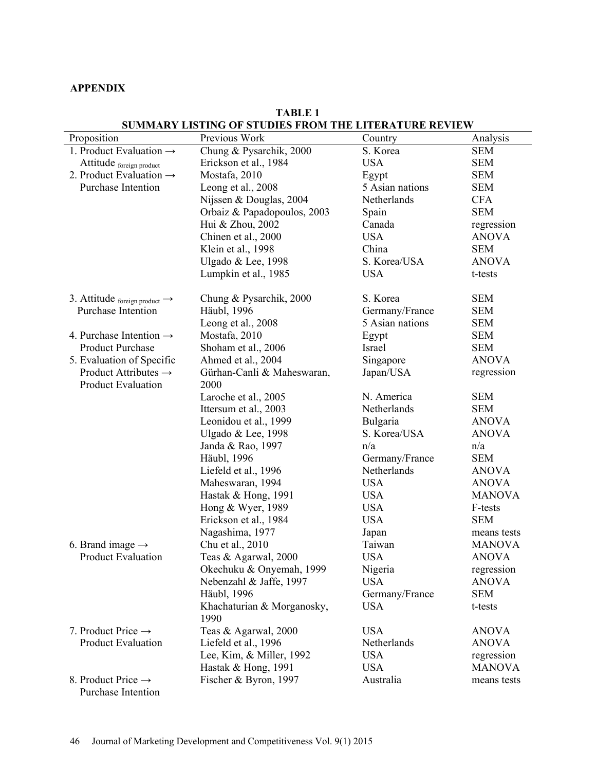**APPENDIX**

**TABLE 1**
**SUMMARY LISTING OF STUDIES FROM THE LITERATURE REVIEW**

| Proposition | Previous Work | Country | Analysis |
|---|---|---|---|
| 1. Product Evaluation → Attitude $_{\text{foreign product}}$ | Chung & Pysarchik, 2000 | S. Korea | SEM |
| | Erickson et al., 1984 | USA | SEM |
| 2. Product Evaluation → Purchase Intention | Mostafa, 2010 | Egypt | SEM |
| | Leong et al., 2008 | 5 Asian nations | SEM |
| | Nijssen & Douglas, 2004 | Netherlands | CFA |
| | Orbaiz & Papadopoulos, 2003 | Spain | SEM |
| | Hui & Zhou, 2002 | Canada | regression |
| | Chinen et al., 2000 | USA | ANOVA |
| | Klein et al., 1998 | China | SEM |
| | Ulgado & Lee, 1998 | S. Korea/USA | ANOVA |
| | Lumpkin et al., 1985 | USA | t-tests |
| 3. Attitude $_{\text{foreign product}}$ → Purchase Intention | Chung & Pysarchik, 2000 | S. Korea | SEM |
| | Häubl, 1996 | Germany/France | SEM |
| | Leong et al., 2008 | 5 Asian nations | SEM |
| 4. Purchase Intention → Product Purchase | Mostafa, 2010 | Egypt | SEM |
| | Shoham et al., 2006 | Israel | SEM |
| 5. Evaluation of Specific Product Attributes → Product Evaluation | Ahmed et al., 2004 | Singapore | ANOVA |
| | Gürhan-Canli & Maheswaran, 2000 | Japan/USA | regression |
| | Laroche et al., 2005 | N. America | SEM |
| | Ittersum et al., 2003 | Netherlands | SEM |
| | Leonidou et al., 1999 | Bulgaria | ANOVA |
| | Ulgado & Lee, 1998 | S. Korea/USA | ANOVA |
| | Janda & Rao, 1997 | n/a | n/a |
| | Häubl, 1996 | Germany/France | SEM |
| | Liefeld et al., 1996 | Netherlands | ANOVA |
| | Maheswaran, 1994 | USA | ANOVA |
| | Hastak & Hong, 1991 | USA | MANOVA |
| | Hong & Wyer, 1989 | USA | F-tests |
| | Erickson et al., 1984 | USA | SEM |
| | Nagashima, 1977 | Japan | means tests |
| 6. Brand image → Product Evaluation | Chu et al., 2010 | Taiwan | MANOVA |
| | Teas & Agarwal, 2000 | USA | ANOVA |
| | Okechuku & Onyemah, 1999 | Nigeria | regression |
| | Nebenzahl & Jaffe, 1997 | USA | ANOVA |
| | Häubl, 1996 | Germany/France | SEM |
| | Khachaturian & Morganosky, 1990 | USA | t-tests |
| 7. Product Price → Product Evaluation | Teas & Agarwal, 2000 | USA | ANOVA |
| | Liefeld et al., 1996 | Netherlands | ANOVA |
| | Lee, Kim, & Miller, 1992 | USA | regression |
| | Hastak & Hong, 1991 | USA | MANOVA |
| 8. Product Price → Purchase Intention | Fischer & Byron, 1997 | Australia | means tests |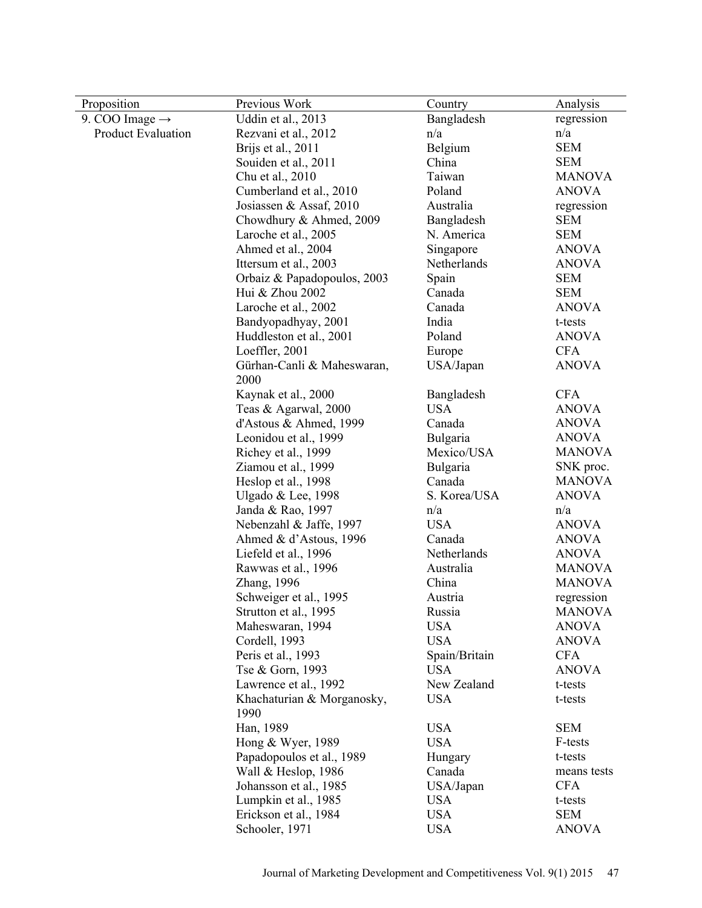| Proposition | Previous Work | Country | Analysis |
|---|---|---|---|
| 9. COO Image → Product Evaluation | Uddin et al., 2013 | Bangladesh | regression |
| | Rezvani et al., 2012 | n/a | n/a |
| | Brijs et al., 2011 | Belgium | SEM |
| | Souiden et al., 2011 | China | SEM |
| | Chu et al., 2010 | Taiwan | MANOVA |
| | Cumberland et al., 2010 | Poland | ANOVA |
| | Josiassen & Assaf, 2010 | Australia | regression |
| | Chowdhury & Ahmed, 2009 | Bangladesh | SEM |
| | Laroche et al., 2005 | N. America | SEM |
| | Ahmed et al., 2004 | Singapore | ANOVA |
| | Ittersum et al., 2003 | Netherlands | ANOVA |
| | Orbaiz & Papadopoulos, 2003 | Spain | SEM |
| | Hui & Zhou 2002 | Canada | SEM |
| | Laroche et al., 2002 | Canada | ANOVA |
| | Bandyopadhyay, 2001 | India | t-tests |
| | Huddleston et al., 2001 | Poland | ANOVA |
| | Loeffler, 2001 | Europe | CFA |
| | Gürhan-Canli & Maheswaran, 2000 | USA/Japan | ANOVA |
| | Kaynak et al., 2000 | Bangladesh | CFA |
| | Teas & Agarwal, 2000 | USA | ANOVA |
| | d'Astous & Ahmed, 1999 | Canada | ANOVA |
| | Leonidou et al., 1999 | Bulgaria | ANOVA |
| | Richey et al., 1999 | Mexico/USA | MANOVA |
| | Ziamou et al., 1999 | Bulgaria | SNK proc. |
| | Heslop et al., 1998 | Canada | MANOVA |
| | Ulgado & Lee, 1998 | S. Korea/USA | ANOVA |
| | Janda & Rao, 1997 | n/a | n/a |
| | Nebenzahl & Jaffe, 1997 | USA | ANOVA |
| | Ahmed & d'Astous, 1996 | Canada | ANOVA |
| | Liefeld et al., 1996 | Netherlands | ANOVA |
| | Rawwas et al., 1996 | Australia | MANOVA |
| | Zhang, 1996 | China | MANOVA |
| | Schweiger et al., 1995 | Austria | regression |
| | Strutton et al., 1995 | Russia | MANOVA |
| | Maheswaran, 1994 | USA | ANOVA |
| | Cordell, 1993 | USA | ANOVA |
| | Peris et al., 1993 | Spain/Britain | CFA |
| | Tse & Gorn, 1993 | USA | ANOVA |
| | Lawrence et al., 1992 | New Zealand | t-tests |
| | Khachaturian & Morganosky, 1990 | USA | t-tests |
| | Han, 1989 | USA | SEM |
| | Hong & Wyer, 1989 | USA | F-tests |
| | Papadopoulos et al., 1989 | Hungary | t-tests |
| | Wall & Heslop, 1986 | Canada | means tests |
| | Johansson et al., 1985 | USA/Japan | CFA |
| | Lumpkin et al., 1985 | USA | t-tests |
| | Erickson et al., 1984 | USA | SEM |
| | Schooler, 1971 | USA | ANOVA |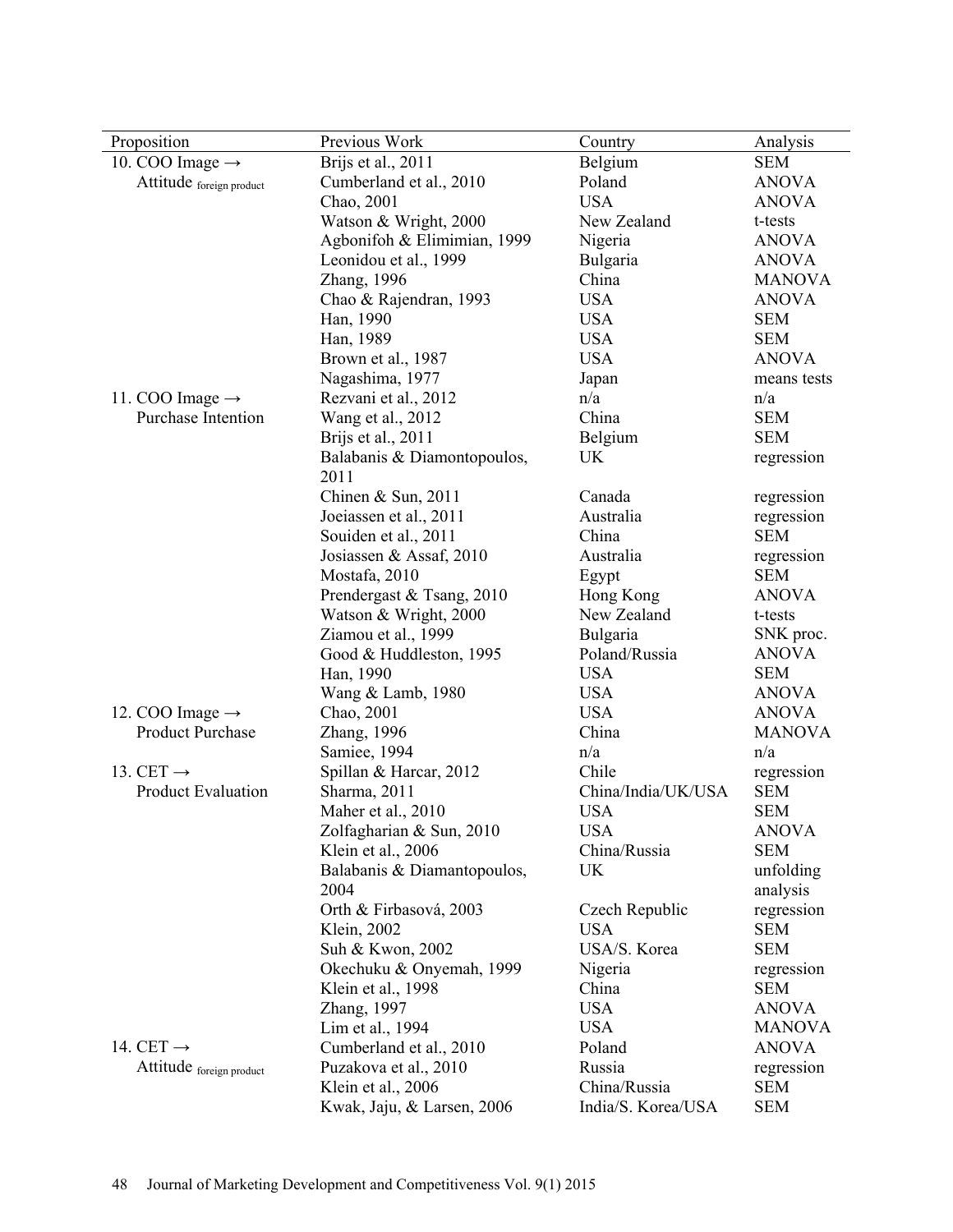| Proposition | Previous Work | Country | Analysis |
|---|---|---|---|
| 10. COO Image → Attitude $_{\text{foreign product}}$ | Brijs et al., 2011 | Belgium | SEM |
| | Cumberland et al., 2010 | Poland | ANOVA |
| | Chao, 2001 | USA | ANOVA |
| | Watson & Wright, 2000 | New Zealand | t-tests |
| | Agbonifoh & Elimimian, 1999 | Nigeria | ANOVA |
| | Leonidou et al., 1999 | Bulgaria | ANOVA |
| | Zhang, 1996 | China | MANOVA |
| | Chao & Rajendran, 1993 | USA | ANOVA |
| | Han, 1990 | USA | SEM |
| | Han, 1989 | USA | SEM |
| | Brown et al., 1987 | USA | ANOVA |
| | Nagashima, 1977 | Japan | means tests |
| 11. COO Image → Purchase Intention | Rezvani et al., 2012 | n/a | n/a |
| | Wang et al., 2012 | China | SEM |
| | Brijs et al., 2011 | Belgium | SEM |
| | Balabanis & Diamontopoulos, 2011 | UK | regression |
| | Chinen & Sun, 2011 | Canada | regression |
| | Joeiassen et al., 2011 | Australia | regression |
| | Souiden et al., 2011 | China | SEM |
| | Josiassen & Assaf, 2010 | Australia | regression |
| | Mostafa, 2010 | Egypt | SEM |
| | Prendergast & Tsang, 2010 | Hong Kong | ANOVA |
| | Watson & Wright, 2000 | New Zealand | t-tests |
| | Ziamou et al., 1999 | Bulgaria | SNK proc. |
| | Good & Huddleston, 1995 | Poland/Russia | ANOVA |
| | Han, 1990 | USA | SEM |
| | Wang & Lamb, 1980 | USA | ANOVA |
| 12. COO Image → Product Purchase | Chao, 2001 | USA | ANOVA |
| | Zhang, 1996 | China | MANOVA |
| | Samiee, 1994 | n/a | n/a |
| 13. CET → Product Evaluation | Spillan & Harcar, 2012 | Chile | regression |
| | Sharma, 2011 | China/India/UK/USA | SEM |
| | Maher et al., 2010 | USA | SEM |
| | Zolfagharian & Sun, 2010 | USA | ANOVA |
| | Klein et al., 2006 | China/Russia | SEM |
| | Balabanis & Diamantopoulos, 2004 | UK | unfolding analysis |
| | Orth & Firbasová, 2003 | Czech Republic | regression |
| | Klein, 2002 | USA | SEM |
| | Suh & Kwon, 2002 | USA/S. Korea | SEM |
| | Okechuku & Onyemah, 1999 | Nigeria | regression |
| | Klein et al., 1998 | China | SEM |
| | Zhang, 1997 | USA | ANOVA |
| | Lim et al., 1994 | USA | MANOVA |
| 14. CET → Attitude $_{\text{foreign product}}$ | Cumberland et al., 2010 | Poland | ANOVA |
| | Puzakova et al., 2010 | Russia | regression |
| | Klein et al., 2006 | China/Russia | SEM |
| | Kwak, Jaju, & Larsen, 2006 | India/S. Korea/USA | SEM |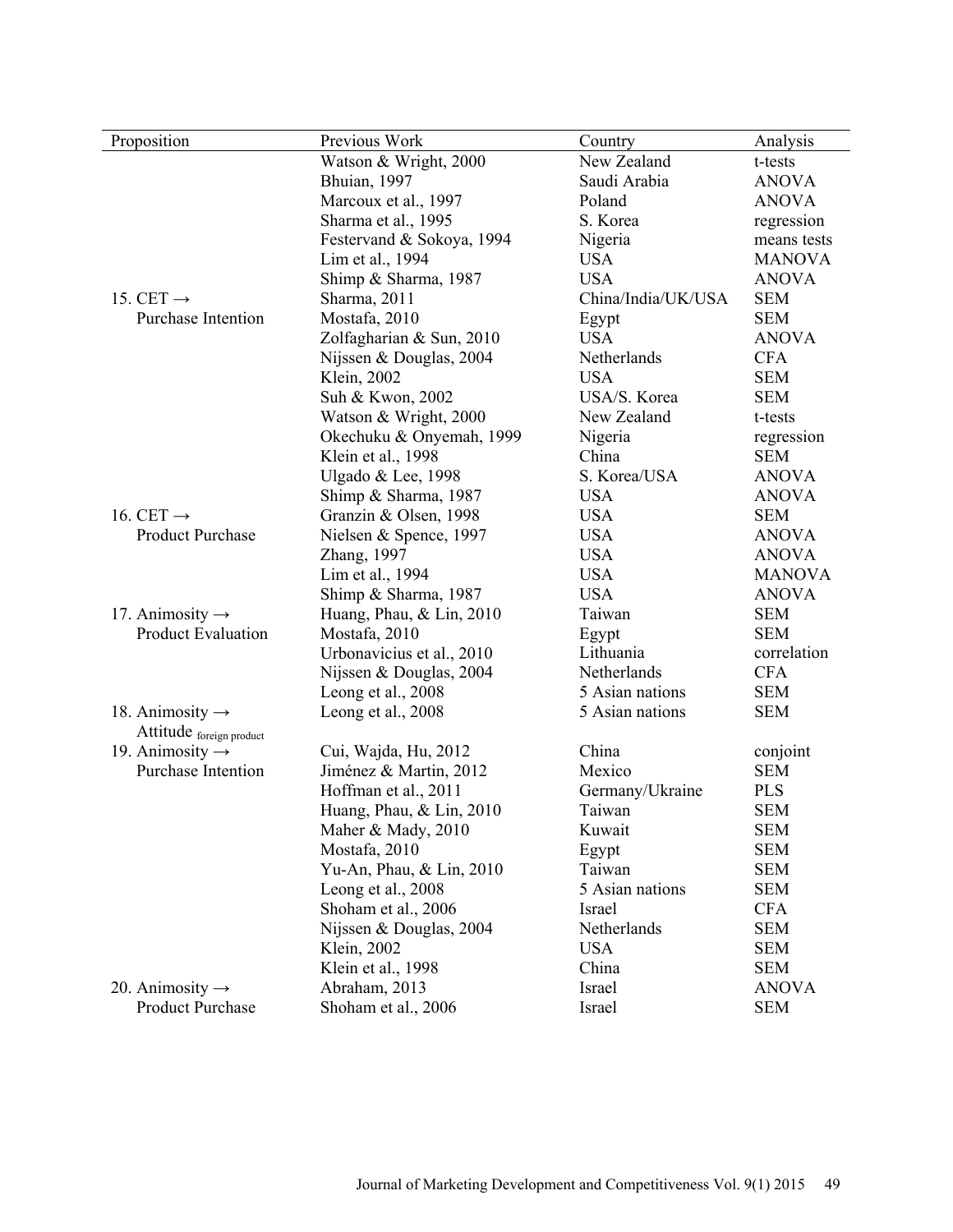| Proposition | Previous Work | Country | Analysis |
|---|---|---|---|
| | Watson & Wright, 2000 | New Zealand | t-tests |
| | Bhuian, 1997 | Saudi Arabia | ANOVA |
| | Marcoux et al., 1997 | Poland | ANOVA |
| | Sharma et al., 1995 | S. Korea | regression |
| | Festervand & Sokoya, 1994 | Nigeria | means tests |
| | Lim et al., 1994 | USA | MANOVA |
| | Shimp & Sharma, 1987 | USA | ANOVA |
| 15. CET → Purchase Intention | Sharma, 2011 | China/India/UK/USA | SEM |
| | Mostafa, 2010 | Egypt | SEM |
| | Zolfagharian & Sun, 2010 | USA | ANOVA |
| | Nijssen & Douglas, 2004 | Netherlands | CFA |
| | Klein, 2002 | USA | SEM |
| | Suh & Kwon, 2002 | USA/S. Korea | SEM |
| | Watson & Wright, 2000 | New Zealand | t-tests |
| | Okechuku & Onyemah, 1999 | Nigeria | regression |
| | Klein et al., 1998 | China | SEM |
| | Ulgado & Lee, 1998 | S. Korea/USA | ANOVA |
| | Shimp & Sharma, 1987 | USA | ANOVA |
| 16. CET → Product Purchase | Granzin & Olsen, 1998 | USA | SEM |
| | Nielsen & Spence, 1997 | USA | ANOVA |
| | Zhang, 1997 | USA | ANOVA |
| | Lim et al., 1994 | USA | MANOVA |
| | Shimp & Sharma, 1987 | USA | ANOVA |
| 17. Animosity → Product Evaluation | Huang, Phau, & Lin, 2010 | Taiwan | SEM |
| | Mostafa, 2010 | Egypt | SEM |
| | Urbonavicius et al., 2010 | Lithuania | correlation |
| | Nijssen & Douglas, 2004 | Netherlands | CFA |
| | Leong et al., 2008 | 5 Asian nations | SEM |
| 18. Animosity → Attitude $_{\text{foreign product}}$ | Leong et al., 2008 | 5 Asian nations | SEM |
| 19. Animosity → Purchase Intention | Cui, Wajda, Hu, 2012 | China | conjoint |
| | Jiménez & Martin, 2012 | Mexico | SEM |
| | Hoffman et al., 2011 | Germany/Ukraine | PLS |
| | Huang, Phau, & Lin, 2010 | Taiwan | SEM |
| | Maher & Mady, 2010 | Kuwait | SEM |
| | Mostafa, 2010 | Egypt | SEM |
| | Yu-An, Phau, & Lin, 2010 | Taiwan | SEM |
| | Leong et al., 2008 | 5 Asian nations | SEM |
| | Shoham et al., 2006 | Israel | CFA |
| | Nijssen & Douglas, 2004 | Netherlands | SEM |
| | Klein, 2002 | USA | SEM |
| | Klein et al., 1998 | China | SEM |
| 20. Animosity → Product Purchase | Abraham, 2013 | Israel | ANOVA |
| | Shoham et al., 2006 | Israel | SEM |